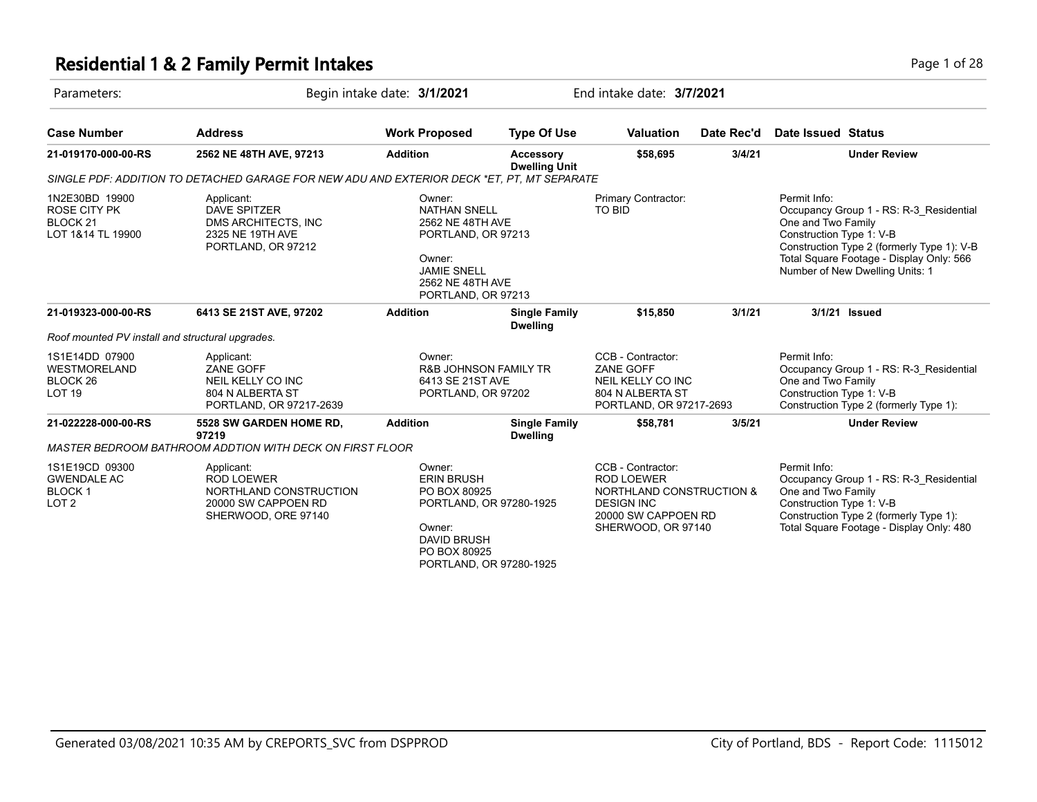# Residential 1 & 2 Family Permit Intakes

Parameters: Begin intake date: **3/1/2021** End intake date: **3/7/2021**

| Case Number | Address | Work Proposed | Type Of Use | Valuation | Date Rec'd | Date Issued | Status |
|---|---|---|---|---|---|---|---|
| **21-019170-000-00-RS** | **2562 NE 48TH AVE, 97213** | **Addition** | **Accessory Dwelling Unit** | **$58,695** | **3/4/21** | | **Under Review** |

*SINGLE PDF: ADDITION TO DETACHED GARAGE FOR NEW ADU AND EXTERIOR DECK *ET, PT, MT SEPARATE*

1N2E30BD 19900
ROSE CITY PK
BLOCK 21
LOT 1&14 TL 19900

Applicant:
DAVE SPITZER
DMS ARCHITECTS, INC
2325 NE 19TH AVE
PORTLAND, OR 97212

Owner:
NATHAN SNELL
2562 NE 48TH AVE
PORTLAND, OR 97213

Owner:
JAMIE SNELL
2562 NE 48TH AVE
PORTLAND, OR 97213

Primary Contractor:
TO BID

Permit Info:
Occupancy Group 1 - RS: R-3_Residential One and Two Family
Construction Type 1: V-B
Construction Type 2 (formerly Type 1): V-B
Total Square Footage - Display Only: 566
Number of New Dwelling Units: 1

| Case Number | Address | Work Proposed | Type Of Use | Valuation | Date Rec'd | Date Issued | Status |
|---|---|---|---|---|---|---|---|
| **21-019323-000-00-RS** | **6413 SE 21ST AVE, 97202** | **Addition** | **Single Family Dwelling** | **$15,850** | **3/1/21** | **3/1/21** | **Issued** |

*Roof mounted PV install and structural upgrades.*

1S1E14DD 07900
WESTMORELAND
BLOCK 26
LOT 19

Applicant:
ZANE GOFF
NEIL KELLY CO INC
804 N ALBERTA ST
PORTLAND, OR 97217-2639

Owner:
R&B JOHNSON FAMILY TR
6413 SE 21ST AVE
PORTLAND, OR 97202

CCB - Contractor:
ZANE GOFF
NEIL KELLY CO INC
804 N ALBERTA ST
PORTLAND, OR 97217-2693

Permit Info:
Occupancy Group 1 - RS: R-3_Residential One and Two Family
Construction Type 1: V-B
Construction Type 2 (formerly Type 1):

| Case Number | Address | Work Proposed | Type Of Use | Valuation | Date Rec'd | Date Issued | Status |
|---|---|---|---|---|---|---|---|
| **21-022228-000-00-RS** | **5528 SW GARDEN HOME RD, 97219** | **Addition** | **Single Family Dwelling** | **$58,781** | **3/5/21** | | **Under Review** |

*MASTER BEDROOM BATHROOM ADDTION WITH DECK ON FIRST FLOOR*

1S1E19CD 09300
GWENDALE AC
BLOCK 1
LOT 2

Applicant:
ROD LOEWER
NORTHLAND CONSTRUCTION
20000 SW CAPPOEN RD
SHERWOOD, ORE 97140

Owner:
ERIN BRUSH
PO BOX 80925
PORTLAND, OR 97280-1925

Owner:
DAVID BRUSH
PO BOX 80925
PORTLAND, OR 97280-1925

CCB - Contractor:
ROD LOEWER
NORTHLAND CONSTRUCTION & DESIGN INC
20000 SW CAPPOEN RD
SHERWOOD, OR 97140

Permit Info:
Occupancy Group 1 - RS: R-3_Residential One and Two Family
Construction Type 1: V-B
Construction Type 2 (formerly Type 1):
Total Square Footage - Display Only: 480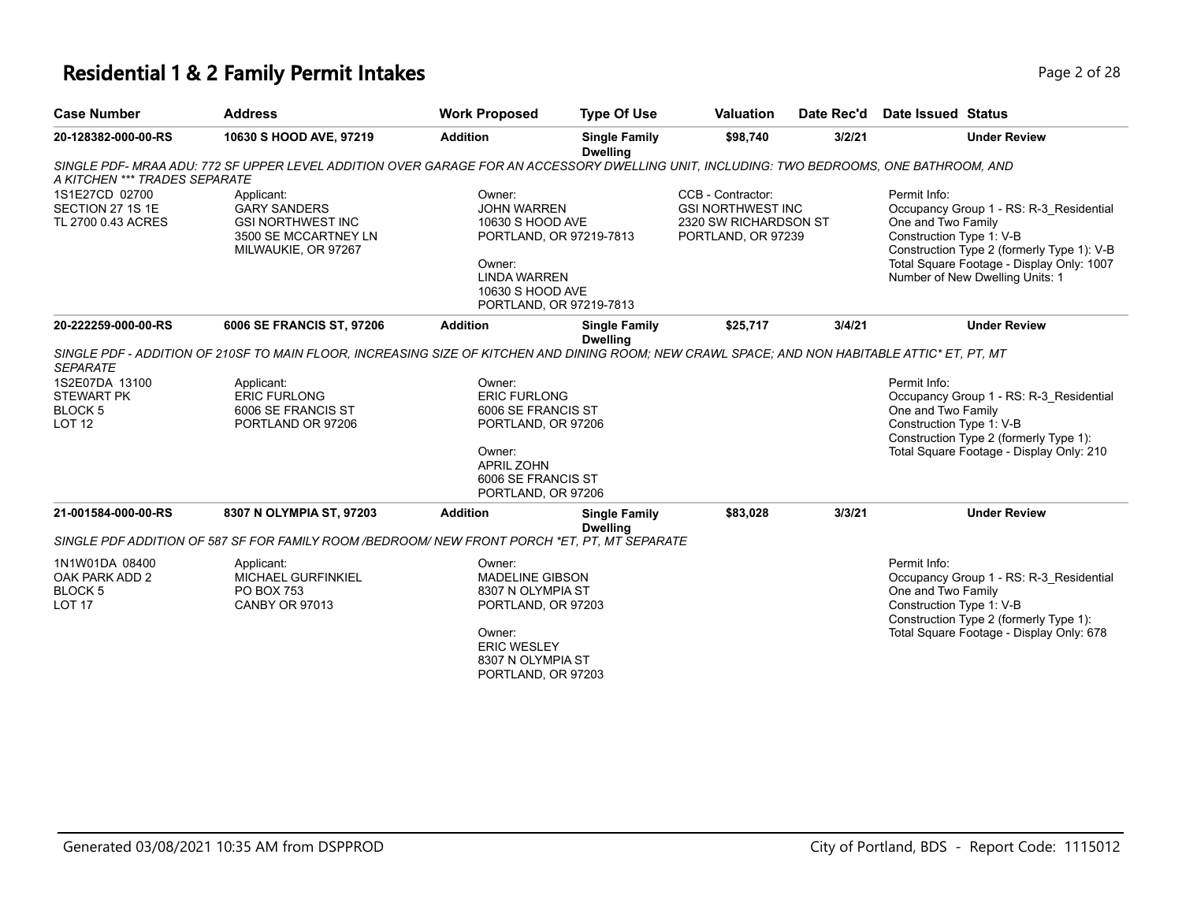# Residential 1 & 2 Family Permit Intakes

| Case Number | Address | Work Proposed | Type Of Use | Valuation | Date Rec'd | Date Issued | Status |
|---|---|---|---|---|---|---|---|
| 20-128382-000-00-RS | 10630 S HOOD AVE, 97219 | Addition | Single Family Dwelling | $98,740 | 3/2/21 | | Under Review |

*SINGLE PDF- MRAA ADU: 772 SF UPPER LEVEL ADDITION OVER GARAGE FOR AN ACCESSORY DWELLING UNIT, INCLUDING: TWO BEDROOMS, ONE BATHROOM, AND A KITCHEN *** TRADES SEPARATE*

1S1E27CD 02700
SECTION 27 1S 1E
TL 2700 0.43 ACRES

Applicant:
GARY SANDERS
GSI NORTHWEST INC
3500 SE MCCARTNEY LN
MILWAUKIE, OR 97267

Owner:
JOHN WARREN
10630 S HOOD AVE
PORTLAND, OR 97219-7813

Owner:
LINDA WARREN
10630 S HOOD AVE
PORTLAND, OR 97219-7813

CCB - Contractor:
GSI NORTHWEST INC
2320 SW RICHARDSON ST
PORTLAND, OR 97239

Permit Info:
Occupancy Group 1 - RS: R-3_Residential One and Two Family
Construction Type 1: V-B
Construction Type 2 (formerly Type 1): V-B
Total Square Footage - Display Only: 1007
Number of New Dwelling Units: 1

| Case Number | Address | Work Proposed | Type Of Use | Valuation | Date Rec'd | Date Issued | Status |
|---|---|---|---|---|---|---|---|
| 20-222259-000-00-RS | 6006 SE FRANCIS ST, 97206 | Addition | Single Family Dwelling | $25,717 | 3/4/21 | | Under Review |

*SINGLE PDF - ADDITION OF 210SF TO MAIN FLOOR, INCREASING SIZE OF KITCHEN AND DINING ROOM; NEW CRAWL SPACE; AND NON HABITABLE ATTIC* ET, PT, MT SEPARATE*

1S2E07DA 13100
STEWART PK
BLOCK 5
LOT 12

Applicant:
ERIC FURLONG
6006 SE FRANCIS ST
PORTLAND OR 97206

Owner:
ERIC FURLONG
6006 SE FRANCIS ST
PORTLAND, OR 97206

Owner:
APRIL ZOHN
6006 SE FRANCIS ST
PORTLAND, OR 97206

Permit Info:
Occupancy Group 1 - RS: R-3_Residential One and Two Family
Construction Type 1: V-B
Construction Type 2 (formerly Type 1):
Total Square Footage - Display Only: 210

| Case Number | Address | Work Proposed | Type Of Use | Valuation | Date Rec'd | Date Issued | Status |
|---|---|---|---|---|---|---|---|
| 21-001584-000-00-RS | 8307 N OLYMPIA ST, 97203 | Addition | Single Family Dwelling | $83,028 | 3/3/21 | | Under Review |

*SINGLE PDF ADDITION OF 587 SF FOR FAMILY ROOM /BEDROOM/ NEW FRONT PORCH *ET, PT, MT SEPARATE*

1N1W01DA 08400
OAK PARK ADD 2
BLOCK 5
LOT 17

Applicant:
MICHAEL GURFINKIEL
PO BOX 753
CANBY OR 97013

Owner:
MADELINE GIBSON
8307 N OLYMPIA ST
PORTLAND, OR 97203

Owner:
ERIC WESLEY
8307 N OLYMPIA ST
PORTLAND, OR 97203

Permit Info:
Occupancy Group 1 - RS: R-3_Residential One and Two Family
Construction Type 1: V-B
Construction Type 2 (formerly Type 1):
Total Square Footage - Display Only: 678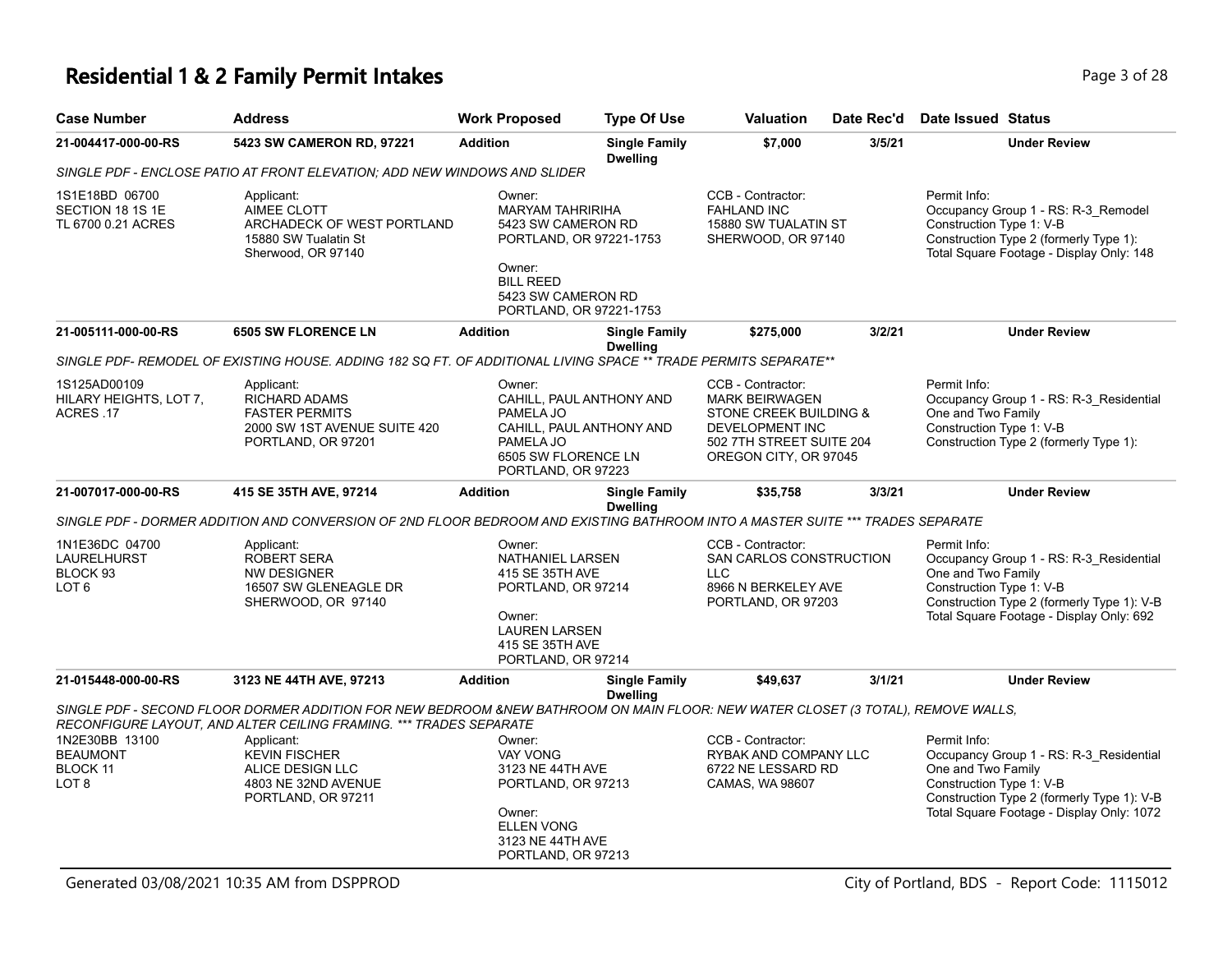# Residential 1 & 2 Family Permit Intakes

| Case Number | Address | Work Proposed | Type Of Use | Valuation | Date Rec'd | Date Issued | Status |
|---|---|---|---|---|---|---|---|
| 21-004417-000-00-RS | 5423 SW CAMERON RD, 97221 | Addition | Single Family Dwelling | $7,000 | 3/5/21 | | Under Review |

*SINGLE PDF - ENCLOSE PATIO AT FRONT ELEVATION; ADD NEW WINDOWS AND SLIDER*

1S1E18BD 06700
SECTION 18 1S 1E
TL 6700 0.21 ACRES

Applicant:
AIMEE CLOTT
ARCHADECK OF WEST PORTLAND
15880 SW Tualatin St
Sherwood, OR 97140

Owner:
MARYAM TAHRIRIHA
5423 SW CAMERON RD
PORTLAND, OR 97221-1753

Owner:
BILL REED
5423 SW CAMERON RD
PORTLAND, OR 97221-1753

CCB - Contractor:
FAHLAND INC
15880 SW TUALATIN ST
SHERWOOD, OR 97140

Permit Info:
Occupancy Group 1 - RS: R-3_Remodel
Construction Type 1: V-B
Construction Type 2 (formerly Type 1):
Total Square Footage - Display Only: 148

| Case Number | Address | Work Proposed | Type Of Use | Valuation | Date Rec'd | Date Issued | Status |
|---|---|---|---|---|---|---|---|
| 21-005111-000-00-RS | 6505 SW FLORENCE LN | Addition | Single Family Dwelling | $275,000 | 3/2/21 | | Under Review |

*SINGLE PDF- REMODEL OF EXISTING HOUSE. ADDING 182 SQ FT. OF ADDITIONAL LIVING SPACE ** TRADE PERMITS SEPARATE***

1S125AD00109
HILARY HEIGHTS, LOT 7, ACRES .17

Applicant:
RICHARD ADAMS
FASTER PERMITS
2000 SW 1ST AVENUE SUITE 420
PORTLAND, OR 97201

Owner:
CAHILL, PAUL ANTHONY AND PAMELA JO
CAHILL, PAUL ANTHONY AND PAMELA JO
6505 SW FLORENCE LN
PORTLAND, OR 97223

CCB - Contractor:
MARK BEIRWAGEN
STONE CREEK BUILDING & DEVELOPMENT INC
502 7TH STREET SUITE 204
OREGON CITY, OR 97045

Permit Info:
Occupancy Group 1 - RS: R-3_Residential One and Two Family
Construction Type 1: V-B
Construction Type 2 (formerly Type 1):

| Case Number | Address | Work Proposed | Type Of Use | Valuation | Date Rec'd | Date Issued | Status |
|---|---|---|---|---|---|---|---|
| 21-007017-000-00-RS | 415 SE 35TH AVE, 97214 | Addition | Single Family Dwelling | $35,758 | 3/3/21 | | Under Review |

*SINGLE PDF - DORMER ADDITION AND CONVERSION OF 2ND FLOOR BEDROOM AND EXISTING BATHROOM INTO A MASTER SUITE *** TRADES SEPARATE*

1N1E36DC 04700
LAURELHURST
BLOCK 93
LOT 6

Applicant:
ROBERT SERA
NW DESIGNER
16507 SW GLENEAGLE DR
SHERWOOD, OR 97140

Owner:
NATHANIEL LARSEN
415 SE 35TH AVE
PORTLAND, OR 97214

Owner:
LAUREN LARSEN
415 SE 35TH AVE
PORTLAND, OR 97214

CCB - Contractor:
SAN CARLOS CONSTRUCTION LLC
8966 N BERKELEY AVE
PORTLAND, OR 97203

Permit Info:
Occupancy Group 1 - RS: R-3_Residential One and Two Family
Construction Type 1: V-B
Construction Type 2 (formerly Type 1): V-B
Total Square Footage - Display Only: 692

| Case Number | Address | Work Proposed | Type Of Use | Valuation | Date Rec'd | Date Issued | Status |
|---|---|---|---|---|---|---|---|
| 21-015448-000-00-RS | 3123 NE 44TH AVE, 97213 | Addition | Single Family Dwelling | $49,637 | 3/1/21 | | Under Review |

*SINGLE PDF - SECOND FLOOR DORMER ADDITION FOR NEW BEDROOM &NEW BATHROOM ON MAIN FLOOR: NEW WATER CLOSET (3 TOTAL), REMOVE WALLS, RECONFIGURE LAYOUT, AND ALTER CEILING FRAMING. *** TRADES SEPARATE*

1N2E30BB 13100
BEAUMONT
BLOCK 11
LOT 8

Applicant:
KEVIN FISCHER
ALICE DESIGN LLC
4803 NE 32ND AVENUE
PORTLAND, OR 97211

Owner:
VAY VONG
3123 NE 44TH AVE
PORTLAND, OR 97213

Owner:
ELLEN VONG
3123 NE 44TH AVE
PORTLAND, OR 97213

CCB - Contractor:
RYBAK AND COMPANY LLC
6722 NE LESSARD RD
CAMAS, WA 98607

Permit Info:
Occupancy Group 1 - RS: R-3_Residential One and Two Family
Construction Type 1: V-B
Construction Type 2 (formerly Type 1): V-B
Total Square Footage - Display Only: 1072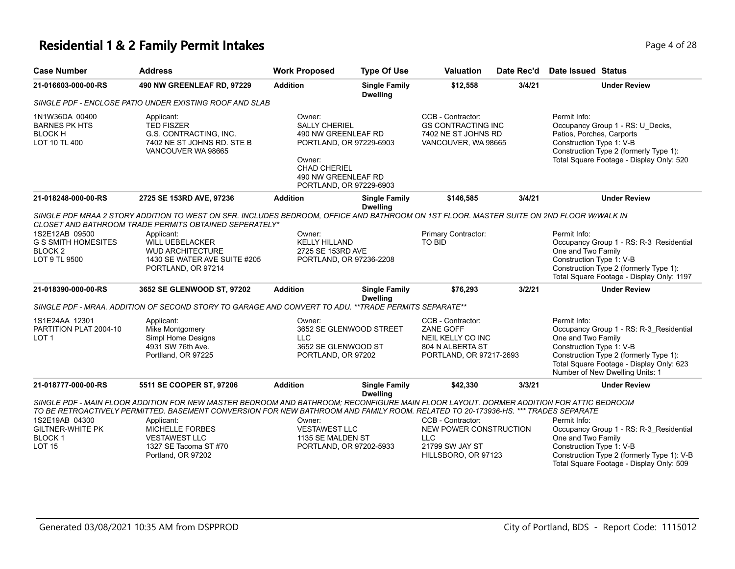# Residential 1 & 2 Family Permit Intakes

| Case Number | Address | Work Proposed | Type Of Use | Valuation | Date Rec'd | Date Issued | Status |
|---|---|---|---|---|---|---|---|
| 21-016603-000-00-RS | 490 NW GREENLEAF RD, 97229 | Addition | Single Family Dwelling | $12,558 | 3/4/21 | | Under Review |

*SINGLE PDF - ENCLOSE PATIO UNDER EXISTING ROOF AND SLAB*

1N1W36DA 00400
BARNES PK HTS
BLOCK H
LOT 10 TL 400

Applicant:
TED FISZER
G.S. CONTRACTING, INC.
7402 NE ST JOHNS RD. STE B
VANCOUVER WA 98665

Owner:
SALLY CHERIEL
490 NW GREENLEAF RD
PORTLAND, OR 97229-6903

Owner:
CHAD CHERIEL
490 NW GREENLEAF RD
PORTLAND, OR 97229-6903

CCB - Contractor:
GS CONTRACTING INC
7402 NE ST JOHNS RD
VANCOUVER, WA 98665

Permit Info:
Occupancy Group 1 - RS: U_Decks, Patios, Porches, Carports
Construction Type 1: V-B
Construction Type 2 (formerly Type 1):
Total Square Footage - Display Only: 520

| Case Number | Address | Work Proposed | Type Of Use | Valuation | Date Rec'd | Date Issued | Status |
|---|---|---|---|---|---|---|---|
| 21-018248-000-00-RS | 2725 SE 153RD AVE, 97236 | Addition | Single Family Dwelling | $146,585 | 3/4/21 | | Under Review |

*SINGLE PDF MRAA 2 STORY ADDITION TO WEST ON SFR. INCLUDES BEDROOM, OFFICE AND BATHROOM ON 1ST FLOOR. MASTER SUITE ON 2ND FLOOR W/WALK IN CLOSET AND BATHROOM TRADE PERMITS OBTAINED SEPERATELY\**

1S2E12AB 09500
G S SMITH HOMESITES
BLOCK 2
LOT 9 TL 9500

Applicant:
WILL UEBELACKER
WUD ARCHITECTURE
1430 SE WATER AVE SUITE #205
PORTLAND, OR 97214

Owner:
KELLY HILLAND
2725 SE 153RD AVE
PORTLAND, OR 97236-2208

Primary Contractor:
TO BID

Permit Info:
Occupancy Group 1 - RS: R-3_Residential One and Two Family
Construction Type 1: V-B
Construction Type 2 (formerly Type 1):
Total Square Footage - Display Only: 1197

| Case Number | Address | Work Proposed | Type Of Use | Valuation | Date Rec'd | Date Issued | Status |
|---|---|---|---|---|---|---|---|
| 21-018390-000-00-RS | 3652 SE GLENWOOD ST, 97202 | Addition | Single Family Dwelling | $76,293 | 3/2/21 | | Under Review |

*SINGLE PDF - MRAA. ADDITION OF SECOND STORY TO GARAGE AND CONVERT TO ADU. \*\*TRADE PERMITS SEPARATE\*\**

1S1E24AA 12301
PARTITION PLAT 2004-10
LOT 1

Applicant:
Mike Montgomery
Simpl Home Designs
4931 SW 76th Ave.
Portlland, OR 97225

Owner:
3652 SE GLENWOOD STREET LLC
3652 SE GLENWOOD ST
PORTLAND, OR 97202

CCB - Contractor:
ZANE GOFF
NEIL KELLY CO INC
804 N ALBERTA ST
PORTLAND, OR 97217-2693

Permit Info:
Occupancy Group 1 - RS: R-3_Residential One and Two Family
Construction Type 1: V-B
Construction Type 2 (formerly Type 1):
Total Square Footage - Display Only: 623
Number of New Dwelling Units: 1

| Case Number | Address | Work Proposed | Type Of Use | Valuation | Date Rec'd | Date Issued | Status |
|---|---|---|---|---|---|---|---|
| 21-018777-000-00-RS | 5511 SE COOPER ST, 97206 | Addition | Single Family Dwelling | $42,330 | 3/3/21 | | Under Review |

*SINGLE PDF - MAIN FLOOR ADDITION FOR NEW MASTER BEDROOM AND BATHROOM; RECONFIGURE MAIN FLOOR LAYOUT. DORMER ADDITION FOR ATTIC BEDROOM TO BE RETROACTIVELY PERMITTED. BASEMENT CONVERSION FOR NEW BATHROOM AND FAMILY ROOM. RELATED TO 20-173936-HS. \*\*\* TRADES SEPARATE*

1S2E19AB 04300
GILTNER-WHITE PK
BLOCK 1
LOT 15

Applicant:
MICHELLE FORBES
VESTAWEST LLC
1327 SE Tacoma ST #70
Portland, OR 97202

Owner:
VESTAWEST LLC
1135 SE MALDEN ST
PORTLAND, OR 97202-5933

CCB - Contractor:
NEW POWER CONSTRUCTION LLC
21799 SW JAY ST
HILLSBORO, OR 97123

Permit Info:
Occupancy Group 1 - RS: R-3_Residential One and Two Family
Construction Type 1: V-B
Construction Type 2 (formerly Type 1): V-B
Total Square Footage - Display Only: 509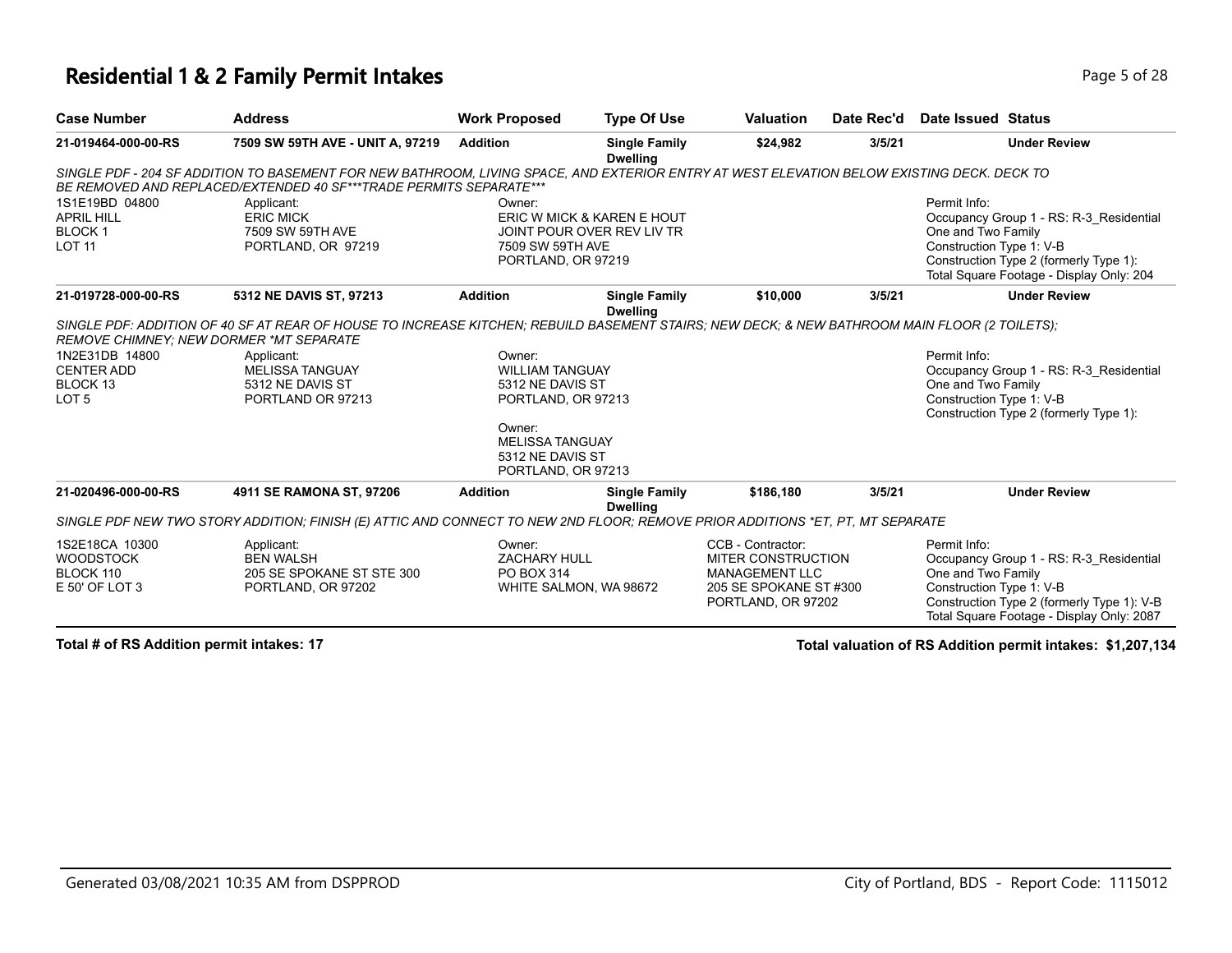# Residential 1 & 2 Family Permit Intakes

| Case Number | Address | Work Proposed | Type Of Use | Valuation | Date Rec'd | Date Issued | Status |
|---|---|---|---|---|---|---|---|
| 21-019464-000-00-RS | 7509 SW 59TH AVE - UNIT A, 97219 | Addition | Single Family Dwelling | $24,982 | 3/5/21 | | Under Review |

*SINGLE PDF - 204 SF ADDITION TO BASEMENT FOR NEW BATHROOM, LIVING SPACE, AND EXTERIOR ENTRY AT WEST ELEVATION BELOW EXISTING DECK. DECK TO BE REMOVED AND REPLACED/EXTENDED 40 SF***TRADE PERMITS SEPARATE****

1S1E19BD 04800
APRIL HILL
BLOCK 1
LOT 11

Applicant:
ERIC MICK
7509 SW 59TH AVE
PORTLAND, OR 97219

Owner:
ERIC W MICK & KAREN E HOUT
JOINT POUR OVER REV LIV TR
7509 SW 59TH AVE
PORTLAND, OR 97219

Permit Info:
Occupancy Group 1 - RS: R-3_Residential One and Two Family
Construction Type 1: V-B
Construction Type 2 (formerly Type 1):
Total Square Footage - Display Only: 204

| Case Number | Address | Work Proposed | Type Of Use | Valuation | Date Rec'd | Date Issued | Status |
|---|---|---|---|---|---|---|---|
| 21-019728-000-00-RS | 5312 NE DAVIS ST, 97213 | Addition | Single Family Dwelling | $10,000 | 3/5/21 | | Under Review |

*SINGLE PDF: ADDITION OF 40 SF AT REAR OF HOUSE TO INCREASE KITCHEN; REBUILD BASEMENT STAIRS; NEW DECK; & NEW BATHROOM MAIN FLOOR (2 TOILETS); REMOVE CHIMNEY; NEW DORMER *MT SEPARATE*

1N2E31DB 14800
CENTER ADD
BLOCK 13
LOT 5

Applicant:
MELISSA TANGUAY
5312 NE DAVIS ST
PORTLAND OR 97213

Owner:
WILLIAM TANGUAY
5312 NE DAVIS ST
PORTLAND, OR 97213

Owner:
MELISSA TANGUAY
5312 NE DAVIS ST
PORTLAND, OR 97213

Permit Info:
Occupancy Group 1 - RS: R-3_Residential One and Two Family
Construction Type 1: V-B
Construction Type 2 (formerly Type 1):

| Case Number | Address | Work Proposed | Type Of Use | Valuation | Date Rec'd | Date Issued | Status |
|---|---|---|---|---|---|---|---|
| 21-020496-000-00-RS | 4911 SE RAMONA ST, 97206 | Addition | Single Family Dwelling | $186,180 | 3/5/21 | | Under Review |

*SINGLE PDF NEW TWO STORY ADDITION; FINISH (E) ATTIC AND CONNECT TO NEW 2ND FLOOR; REMOVE PRIOR ADDITIONS *ET, PT, MT SEPARATE*

1S2E18CA 10300
WOODSTOCK
BLOCK 110
E 50' OF LOT 3

Applicant:
BEN WALSH
205 SE SPOKANE ST STE 300
PORTLAND, OR 97202

Owner:
ZACHARY HULL
PO BOX 314
WHITE SALMON, WA 98672

CCB - Contractor:
MITER CONSTRUCTION MANAGEMENT LLC
205 SE SPOKANE ST #300
PORTLAND, OR 97202

Permit Info:
Occupancy Group 1 - RS: R-3_Residential One and Two Family
Construction Type 1: V-B
Construction Type 2 (formerly Type 1): V-B
Total Square Footage - Display Only: 2087

**Total # of RS Addition permit intakes: 17**

**Total valuation of RS Addition permit intakes: $1,207,134**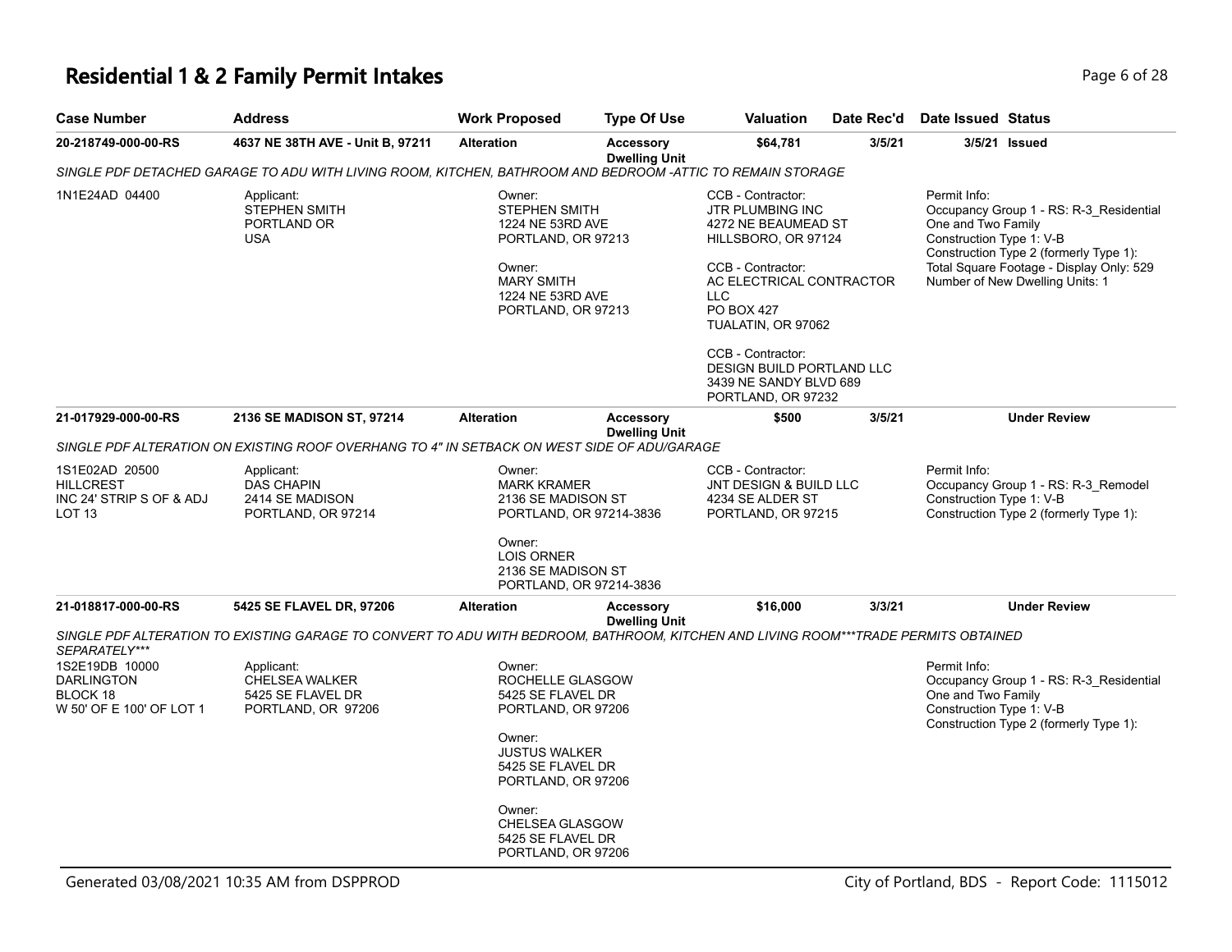# Residential 1 & 2 Family Permit Intakes

| Case Number | Address | Work Proposed | Type Of Use | Valuation | Date Rec'd | Date Issued | Status |
|---|---|---|---|---|---|---|---|
| 20-218749-000-00-RS | 4637 NE 38TH AVE - Unit B, 97211 | Alteration | Accessory Dwelling Unit | $64,781 | 3/5/21 | 3/5/21 | Issued |
| 21-017929-000-00-RS | 2136 SE MADISON ST, 97214 | Alteration | Accessory Dwelling Unit | $500 | 3/5/21 | | Under Review |
| 21-018817-000-00-RS | 5425 SE FLAVEL DR, 97206 | Alteration | Accessory Dwelling Unit | $16,000 | 3/3/21 | | Under Review |

## 20-218749-000-00-RS — 4637 NE 38TH AVE - Unit B, 97211

*SINGLE PDF DETACHED GARAGE TO ADU WITH LIVING ROOM, KITCHEN, BATHROOM AND BEDROOM -ATTIC TO REMAIN STORAGE*

1N1E24AD 04400

Applicant:
STEPHEN SMITH
PORTLAND OR
USA

Owner:
STEPHEN SMITH
1224 NE 53RD AVE
PORTLAND, OR 97213

Owner:
MARY SMITH
1224 NE 53RD AVE
PORTLAND, OR 97213

CCB - Contractor:
JTR PLUMBING INC
4272 NE BEAUMEAD ST
HILLSBORO, OR 97124

CCB - Contractor:
AC ELECTRICAL CONTRACTOR LLC
PO BOX 427
TUALATIN, OR 97062

CCB - Contractor:
DESIGN BUILD PORTLAND LLC
3439 NE SANDY BLVD 689
PORTLAND, OR 97232

Permit Info:
Occupancy Group 1 - RS: R-3_Residential One and Two Family
Construction Type 1: V-B
Construction Type 2 (formerly Type 1):
Total Square Footage - Display Only: 529
Number of New Dwelling Units: 1

## 21-017929-000-00-RS — 2136 SE MADISON ST, 97214

*SINGLE PDF ALTERATION ON EXISTING ROOF OVERHANG TO 4" IN SETBACK ON WEST SIDE OF ADU/GARAGE*

1S1E02AD 20500
HILLCREST
INC 24' STRIP S OF & ADJ LOT 13

Applicant:
DAS CHAPIN
2414 SE MADISON
PORTLAND, OR 97214

Owner:
MARK KRAMER
2136 SE MADISON ST
PORTLAND, OR 97214-3836

Owner:
LOIS ORNER
2136 SE MADISON ST
PORTLAND, OR 97214-3836

CCB - Contractor:
JNT DESIGN & BUILD LLC
4234 SE ALDER ST
PORTLAND, OR 97215

Permit Info:
Occupancy Group 1 - RS: R-3_Remodel
Construction Type 1: V-B
Construction Type 2 (formerly Type 1):

## 21-018817-000-00-RS — 5425 SE FLAVEL DR, 97206

*SINGLE PDF ALTERATION TO EXISTING GARAGE TO CONVERT TO ADU WITH BEDROOM, BATHROOM, KITCHEN AND LIVING ROOM***TRADE PERMITS OBTAINED SEPARATELY****

1S2E19DB 10000
DARLINGTON
BLOCK 18
W 50' OF E 100' OF LOT 1

Applicant:
CHELSEA WALKER
5425 SE FLAVEL DR
PORTLAND, OR 97206

Owner:
ROCHELLE GLASGOW
5425 SE FLAVEL DR
PORTLAND, OR 97206

Owner:
JUSTUS WALKER
5425 SE FLAVEL DR
PORTLAND, OR 97206

Owner:
CHELSEA GLASGOW
5425 SE FLAVEL DR
PORTLAND, OR 97206

Permit Info:
Occupancy Group 1 - RS: R-3_Residential One and Two Family
Construction Type 1: V-B
Construction Type 2 (formerly Type 1):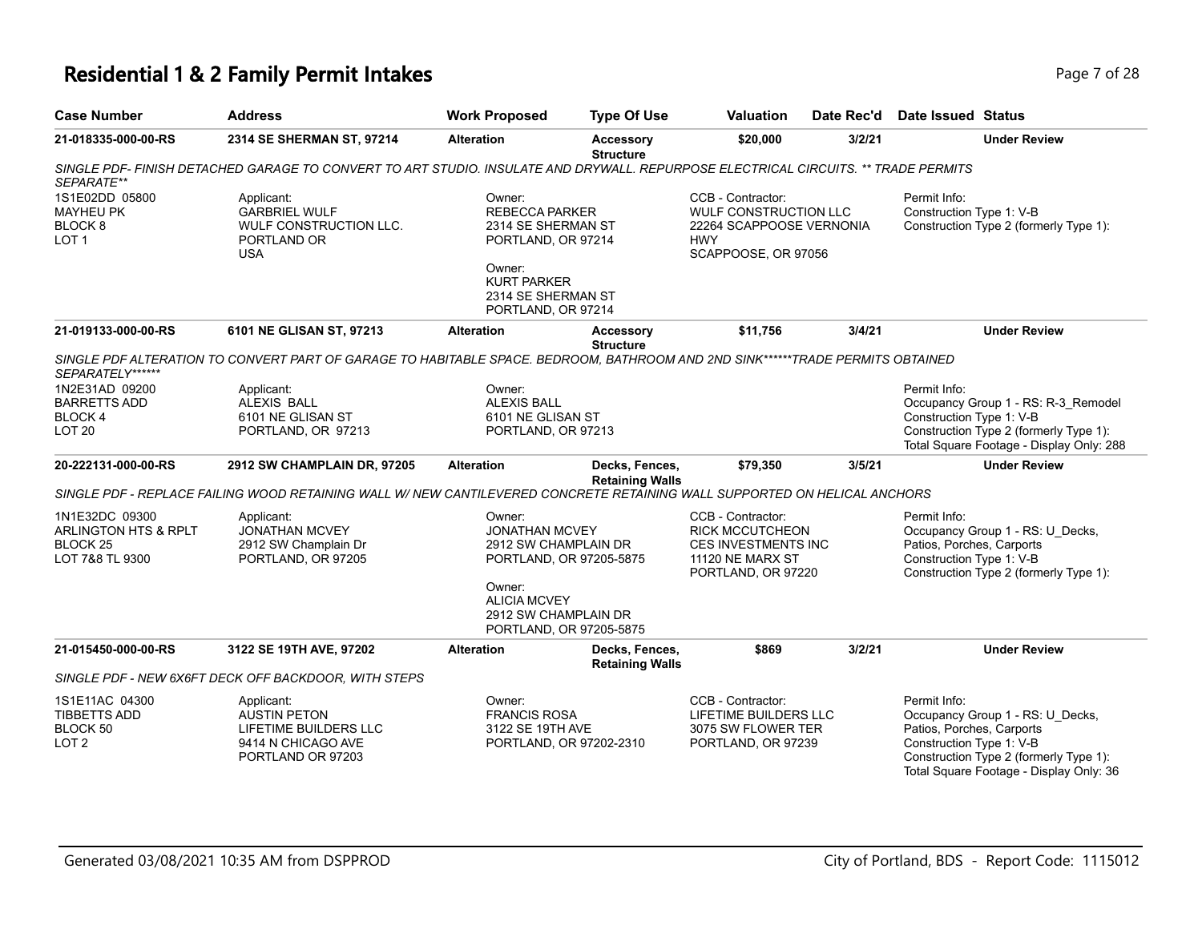# Residential 1 & 2 Family Permit Intakes

| Case Number | Address | Work Proposed | Type Of Use | Valuation | Date Rec'd | Date Issued | Status |
|---|---|---|---|---|---|---|---|
| 21-018335-000-00-RS | 2314 SE SHERMAN ST, 97214 | Alteration | Accessory Structure | $20,000 | 3/2/21 | | Under Review |

*SINGLE PDF- FINISH DETACHED GARAGE TO CONVERT TO ART STUDIO. INSULATE AND DRYWALL. REPURPOSE ELECTRICAL CIRCUITS. ** TRADE PERMITS SEPARATE***

1S1E02DD 05800
MAYHEU PK
BLOCK 8
LOT 1

Applicant:
GARBRIEL WULF
WULF CONSTRUCTION LLC.
PORTLAND OR
USA

Owner:
REBECCA PARKER
2314 SE SHERMAN ST
PORTLAND, OR 97214

Owner:
KURT PARKER
2314 SE SHERMAN ST
PORTLAND, OR 97214

CCB - Contractor:
WULF CONSTRUCTION LLC
22264 SCAPPOOSE VERNONIA HWY
SCAPPOOSE, OR 97056

Permit Info:
Construction Type 1: V-B
Construction Type 2 (formerly Type 1):

| Case Number | Address | Work Proposed | Type Of Use | Valuation | Date Rec'd | Date Issued | Status |
|---|---|---|---|---|---|---|---|
| 21-019133-000-00-RS | 6101 NE GLISAN ST, 97213 | Alteration | Accessory Structure | $11,756 | 3/4/21 | | Under Review |

*SINGLE PDF ALTERATION TO CONVERT PART OF GARAGE TO HABITABLE SPACE. BEDROOM, BATHROOM AND 2ND SINK******TRADE PERMITS OBTAINED SEPARATELY******

1N2E31AD 09200
BARRETTS ADD
BLOCK 4
LOT 20

Applicant:
ALEXIS BALL
6101 NE GLISAN ST
PORTLAND, OR 97213

Owner:
ALEXIS BALL
6101 NE GLISAN ST
PORTLAND, OR 97213

Permit Info:
Occupancy Group 1 - RS: R-3_Remodel
Construction Type 1: V-B
Construction Type 2 (formerly Type 1):
Total Square Footage - Display Only: 288

| Case Number | Address | Work Proposed | Type Of Use | Valuation | Date Rec'd | Date Issued | Status |
|---|---|---|---|---|---|---|---|
| 20-222131-000-00-RS | 2912 SW CHAMPLAIN DR, 97205 | Alteration | Decks, Fences, Retaining Walls | $79,350 | 3/5/21 | | Under Review |

*SINGLE PDF - REPLACE FAILING WOOD RETAINING WALL W/ NEW CANTILEVERED CONCRETE RETAINING WALL SUPPORTED ON HELICAL ANCHORS*

1N1E32DC 09300
ARLINGTON HTS & RPLT
BLOCK 25
LOT 7&8 TL 9300

Applicant:
JONATHAN MCVEY
2912 SW Champlain Dr
PORTLAND, OR 97205

Owner:
JONATHAN MCVEY
2912 SW CHAMPLAIN DR
PORTLAND, OR 97205-5875

Owner:
ALICIA MCVEY
2912 SW CHAMPLAIN DR
PORTLAND, OR 97205-5875

CCB - Contractor:
RICK MCCUTCHEON
CES INVESTMENTS INC
11120 NE MARX ST
PORTLAND, OR 97220

Permit Info:
Occupancy Group 1 - RS: U_Decks, Patios, Porches, Carports
Construction Type 1: V-B
Construction Type 2 (formerly Type 1):

| Case Number | Address | Work Proposed | Type Of Use | Valuation | Date Rec'd | Date Issued | Status |
|---|---|---|---|---|---|---|---|
| 21-015450-000-00-RS | 3122 SE 19TH AVE, 97202 | Alteration | Decks, Fences, Retaining Walls | $869 | 3/2/21 | | Under Review |

*SINGLE PDF - NEW 6X6FT DECK OFF BACKDOOR, WITH STEPS*

1S1E11AC 04300
TIBBETTS ADD
BLOCK 50
LOT 2

Applicant:
AUSTIN PETON
LIFETIME BUILDERS LLC
9414 N CHICAGO AVE
PORTLAND OR 97203

Owner:
FRANCIS ROSA
3122 SE 19TH AVE
PORTLAND, OR 97202-2310

CCB - Contractor:
LIFETIME BUILDERS LLC
3075 SW FLOWER TER
PORTLAND, OR 97239

Permit Info:
Occupancy Group 1 - RS: U_Decks, Patios, Porches, Carports
Construction Type 1: V-B
Construction Type 2 (formerly Type 1):
Total Square Footage - Display Only: 36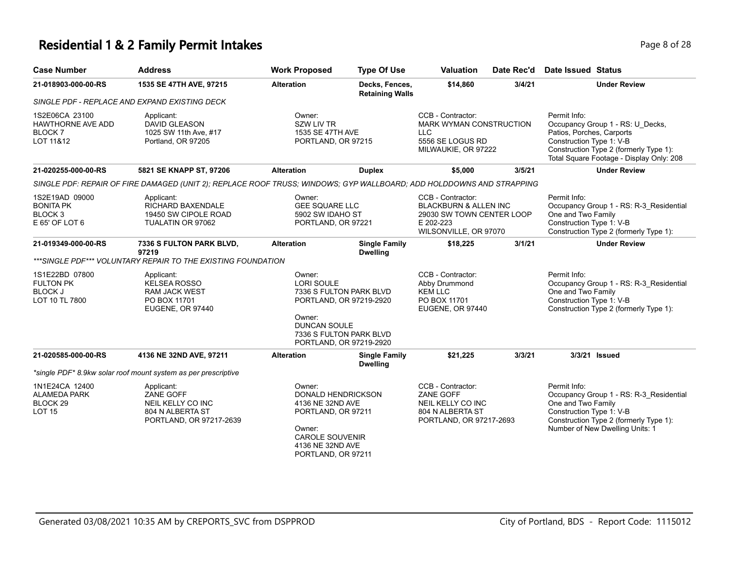# Residential 1 & 2 Family Permit Intakes

| Case Number | Address | Work Proposed | Type Of Use | Valuation | Date Rec'd | Date Issued | Status |
|---|---|---|---|---|---|---|---|
| 21-018903-000-00-RS | 1535 SE 47TH AVE, 97215 | Alteration | Decks, Fences, Retaining Walls | $14,860 | 3/4/21 | | Under Review |

*SINGLE PDF - REPLACE AND EXPAND EXISTING DECK*

| Property | Applicant | Owner | CCB - Contractor | Permit Info |
|---|---|---|---|---|
| 1S2E06CA 23100<br>HAWTHORNE AVE ADD<br>BLOCK 7<br>LOT 11&12 | Applicant:<br>DAVID GLEASON<br>1025 SW 11th Ave, #17<br>Portland, OR 97205 | Owner:<br>SZW LIV TR<br>1535 SE 47TH AVE<br>PORTLAND, OR 97215 | CCB - Contractor:<br>MARK WYMAN CONSTRUCTION LLC<br>5556 SE LOGUS RD<br>MILWAUKIE, OR 97222 | Permit Info:<br>Occupancy Group 1 - RS: U_Decks, Patios, Porches, Carports<br>Construction Type 1: V-B<br>Construction Type 2 (formerly Type 1):<br>Total Square Footage - Display Only: 208 |

| Case Number | Address | Work Proposed | Type Of Use | Valuation | Date Rec'd | Date Issued | Status |
|---|---|---|---|---|---|---|---|
| 21-020255-000-00-RS | 5821 SE KNAPP ST, 97206 | Alteration | Duplex | $5,000 | 3/5/21 | | Under Review |

*SINGLE PDF: REPAIR OF FIRE DAMAGED (UNIT 2); REPLACE ROOF TRUSS; WINDOWS; GYP WALLBOARD; ADD HOLDDOWNS AND STRAPPING*

| Property | Applicant | Owner | CCB - Contractor | Permit Info |
|---|---|---|---|---|
| 1S2E19AD 09000<br>BONITA PK<br>BLOCK 3<br>E 65' OF LOT 6 | Applicant:<br>RICHARD BAXENDALE<br>19450 SW CIPOLE ROAD<br>TUALATIN OR 97062 | Owner:<br>GEE SQUARE LLC<br>5902 SW IDAHO ST<br>PORTLAND, OR 97221 | CCB - Contractor:<br>BLACKBURN & ALLEN INC<br>29030 SW TOWN CENTER LOOP E 202-223<br>WILSONVILLE, OR 97070 | Permit Info:<br>Occupancy Group 1 - RS: R-3_Residential One and Two Family<br>Construction Type 1: V-B<br>Construction Type 2 (formerly Type 1): |

| Case Number | Address | Work Proposed | Type Of Use | Valuation | Date Rec'd | Date Issued | Status |
|---|---|---|---|---|---|---|---|
| 21-019349-000-00-RS | 7336 S FULTON PARK BLVD, 97219 | Alteration | Single Family Dwelling | $18,225 | 3/1/21 | | Under Review |

****SINGLE PDF*** VOLUNTARY REPAIR TO THE EXISTING FOUNDATION*

| Property | Applicant | Owner | CCB - Contractor | Permit Info |
|---|---|---|---|---|
| 1S1E22BD 07800<br>FULTON PK<br>BLOCK J<br>LOT 10 TL 7800 | Applicant:<br>KELSEA ROSSO<br>RAM JACK WEST<br>PO BOX 11701<br>EUGENE, OR 97440 | Owner:<br>LORI SOULE<br>7336 S FULTON PARK BLVD<br>PORTLAND, OR 97219-2920<br>Owner:<br>DUNCAN SOULE<br>7336 S FULTON PARK BLVD<br>PORTLAND, OR 97219-2920 | CCB - Contractor:<br>Abby Drummond<br>KEM LLC<br>PO BOX 11701<br>EUGENE, OR 97440 | Permit Info:<br>Occupancy Group 1 - RS: R-3_Residential One and Two Family<br>Construction Type 1: V-B<br>Construction Type 2 (formerly Type 1): |

| Case Number | Address | Work Proposed | Type Of Use | Valuation | Date Rec'd | Date Issued | Status |
|---|---|---|---|---|---|---|---|
| 21-020585-000-00-RS | 4136 NE 32ND AVE, 97211 | Alteration | Single Family Dwelling | $21,225 | 3/3/21 | 3/3/21 | Issued |

**single PDF* 8.9kw solar roof mount system as per prescriptive*

| Property | Applicant | Owner | CCB - Contractor | Permit Info |
|---|---|---|---|---|
| 1N1E24CA 12400<br>ALAMEDA PARK<br>BLOCK 29<br>LOT 15 | Applicant:<br>ZANE GOFF<br>NEIL KELLY CO INC<br>804 N ALBERTA ST<br>PORTLAND, OR 97217-2639 | Owner:<br>DONALD HENDRICKSON<br>4136 NE 32ND AVE<br>PORTLAND, OR 97211<br>Owner:<br>CAROLE SOUVENIR<br>4136 NE 32ND AVE<br>PORTLAND, OR 97211 | CCB - Contractor:<br>ZANE GOFF<br>NEIL KELLY CO INC<br>804 N ALBERTA ST<br>PORTLAND, OR 97217-2693 | Permit Info:<br>Occupancy Group 1 - RS: R-3_Residential One and Two Family<br>Construction Type 1: V-B<br>Construction Type 2 (formerly Type 1):<br>Number of New Dwelling Units: 1 |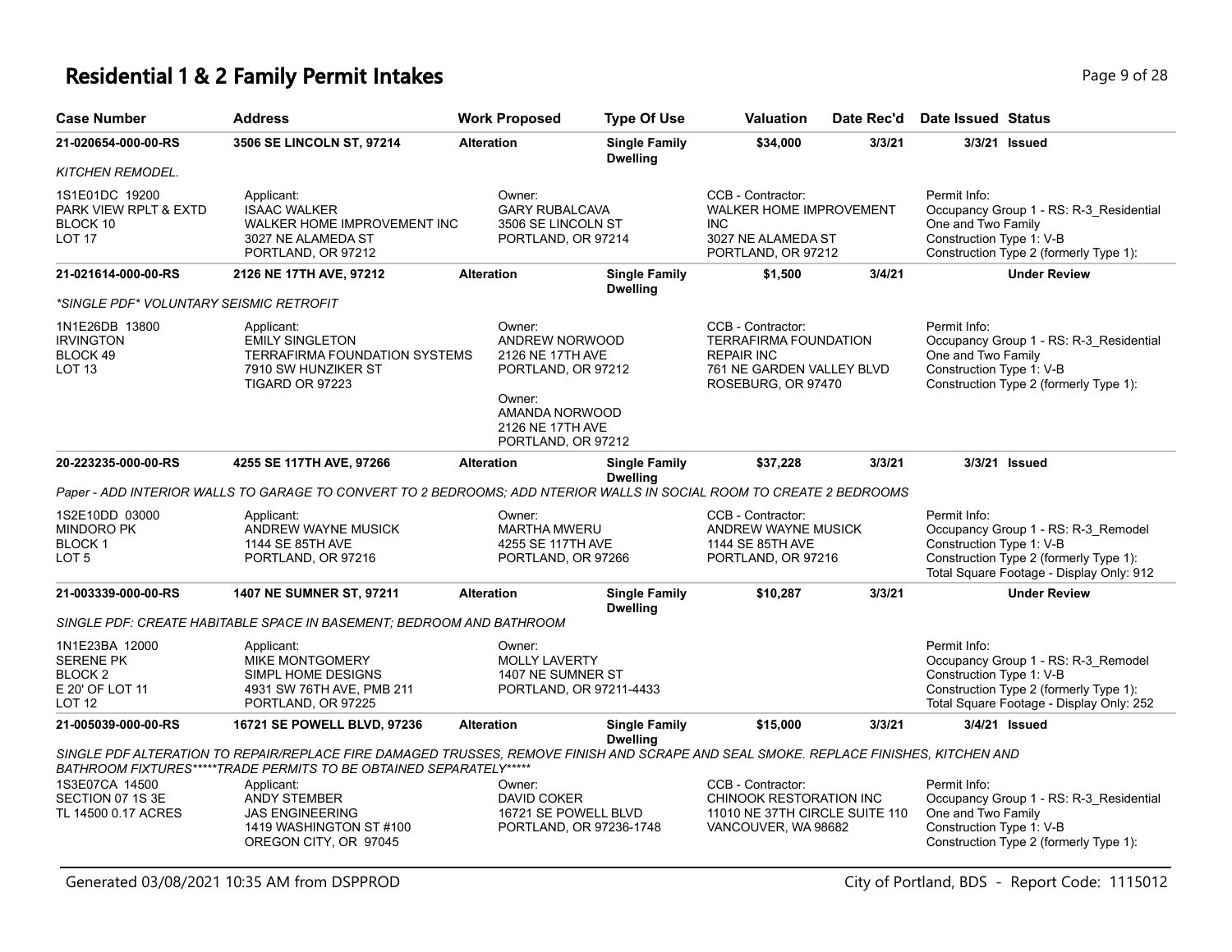# Residential 1 & 2 Family Permit Intakes

| Case Number | Address | Work Proposed | Type Of Use | Valuation | Date Rec'd | Date Issued | Status |
|---|---|---|---|---|---|---|---|
| **21-020654-000-00-RS** | **3506 SE LINCOLN ST, 97214** | **Alteration** | **Single Family Dwelling** | **$34,000** | **3/3/21** | **3/3/21** | **Issued** |

*KITCHEN REMODEL.*

1S1E01DC 19200
PARK VIEW RPLT & EXTD
BLOCK 10
LOT 17

Applicant:
ISAAC WALKER
WALKER HOME IMPROVEMENT INC
3027 NE ALAMEDA ST
PORTLAND, OR 97212

Owner:
GARY RUBALCAVA
3506 SE LINCOLN ST
PORTLAND, OR 97214

CCB - Contractor:
WALKER HOME IMPROVEMENT INC
3027 NE ALAMEDA ST
PORTLAND, OR 97212

Permit Info:
Occupancy Group 1 - RS: R-3_Residential One and Two Family
Construction Type 1: V-B
Construction Type 2 (formerly Type 1):

| Case Number | Address | Work Proposed | Type Of Use | Valuation | Date Rec'd | Date Issued | Status |
|---|---|---|---|---|---|---|---|
| **21-021614-000-00-RS** | **2126 NE 17TH AVE, 97212** | **Alteration** | **Single Family Dwelling** | **$1,500** | **3/4/21** | | **Under Review** |

*\*SINGLE PDF\* VOLUNTARY SEISMIC RETROFIT*

1N1E26DB 13800
IRVINGTON
BLOCK 49
LOT 13

Applicant:
EMILY SINGLETON
TERRAFIRMA FOUNDATION SYSTEMS
7910 SW HUNZIKER ST
TIGARD OR 97223

Owner:
ANDREW NORWOOD
2126 NE 17TH AVE
PORTLAND, OR 97212

Owner:
AMANDA NORWOOD
2126 NE 17TH AVE
PORTLAND, OR 97212

CCB - Contractor:
TERRAFIRMA FOUNDATION REPAIR INC
761 NE GARDEN VALLEY BLVD
ROSEBURG, OR 97470

Permit Info:
Occupancy Group 1 - RS: R-3_Residential One and Two Family
Construction Type 1: V-B
Construction Type 2 (formerly Type 1):

| Case Number | Address | Work Proposed | Type Of Use | Valuation | Date Rec'd | Date Issued | Status |
|---|---|---|---|---|---|---|---|
| **20-223235-000-00-RS** | **4255 SE 117TH AVE, 97266** | **Alteration** | **Single Family Dwelling** | **$37,228** | **3/3/21** | **3/3/21** | **Issued** |

*Paper - ADD INTERIOR WALLS TO GARAGE TO CONVERT TO 2 BEDROOMS; ADD NTERIOR WALLS IN SOCIAL ROOM TO CREATE 2 BEDROOMS*

1S2E10DD 03000
MINDORO PK
BLOCK 1
LOT 5

Applicant:
ANDREW WAYNE MUSICK
1144 SE 85TH AVE
PORTLAND, OR 97216

Owner:
MARTHA MWERU
4255 SE 117TH AVE
PORTLAND, OR 97266

CCB - Contractor:
ANDREW WAYNE MUSICK
1144 SE 85TH AVE
PORTLAND, OR 97216

Permit Info:
Occupancy Group 1 - RS: R-3_Remodel
Construction Type 1: V-B
Construction Type 2 (formerly Type 1):
Total Square Footage - Display Only: 912

| Case Number | Address | Work Proposed | Type Of Use | Valuation | Date Rec'd | Date Issued | Status |
|---|---|---|---|---|---|---|---|
| **21-003339-000-00-RS** | **1407 NE SUMNER ST, 97211** | **Alteration** | **Single Family Dwelling** | **$10,287** | **3/3/21** | | **Under Review** |

*SINGLE PDF: CREATE HABITABLE SPACE IN BASEMENT; BEDROOM AND BATHROOM*

1N1E23BA 12000
SERENE PK
BLOCK 2
E 20' OF LOT 11
LOT 12

Applicant:
MIKE MONTGOMERY
SIMPL HOME DESIGNS
4931 SW 76TH AVE, PMB 211
PORTLAND, OR 97225

Owner:
MOLLY LAVERTY
1407 NE SUMNER ST
PORTLAND, OR 97211-4433

Permit Info:
Occupancy Group 1 - RS: R-3_Remodel
Construction Type 1: V-B
Construction Type 2 (formerly Type 1):
Total Square Footage - Display Only: 252

| Case Number | Address | Work Proposed | Type Of Use | Valuation | Date Rec'd | Date Issued | Status |
|---|---|---|---|---|---|---|---|
| **21-005039-000-00-RS** | **16721 SE POWELL BLVD, 97236** | **Alteration** | **Single Family Dwelling** | **$15,000** | **3/3/21** | **3/4/21** | **Issued** |

*SINGLE PDF ALTERATION TO REPAIR/REPLACE FIRE DAMAGED TRUSSES, REMOVE FINISH AND SCRAPE AND SEAL SMOKE. REPLACE FINISHES, KITCHEN AND BATHROOM FIXTURES\*\*\*\*\*TRADE PERMITS TO BE OBTAINED SEPARATELY\*\*\*\*\**

1S3E07CA 14500
SECTION 07 1S 3E
TL 14500 0.17 ACRES

Applicant:
ANDY STEMBER
JAS ENGINEERING
1419 WASHINGTON ST #100
OREGON CITY, OR 97045

Owner:
DAVID COKER
16721 SE POWELL BLVD
PORTLAND, OR 97236-1748

CCB - Contractor:
CHINOOK RESTORATION INC
11010 NE 37TH CIRCLE SUITE 110
VANCOUVER, WA 98682

Permit Info:
Occupancy Group 1 - RS: R-3_Residential One and Two Family
Construction Type 1: V-B
Construction Type 2 (formerly Type 1):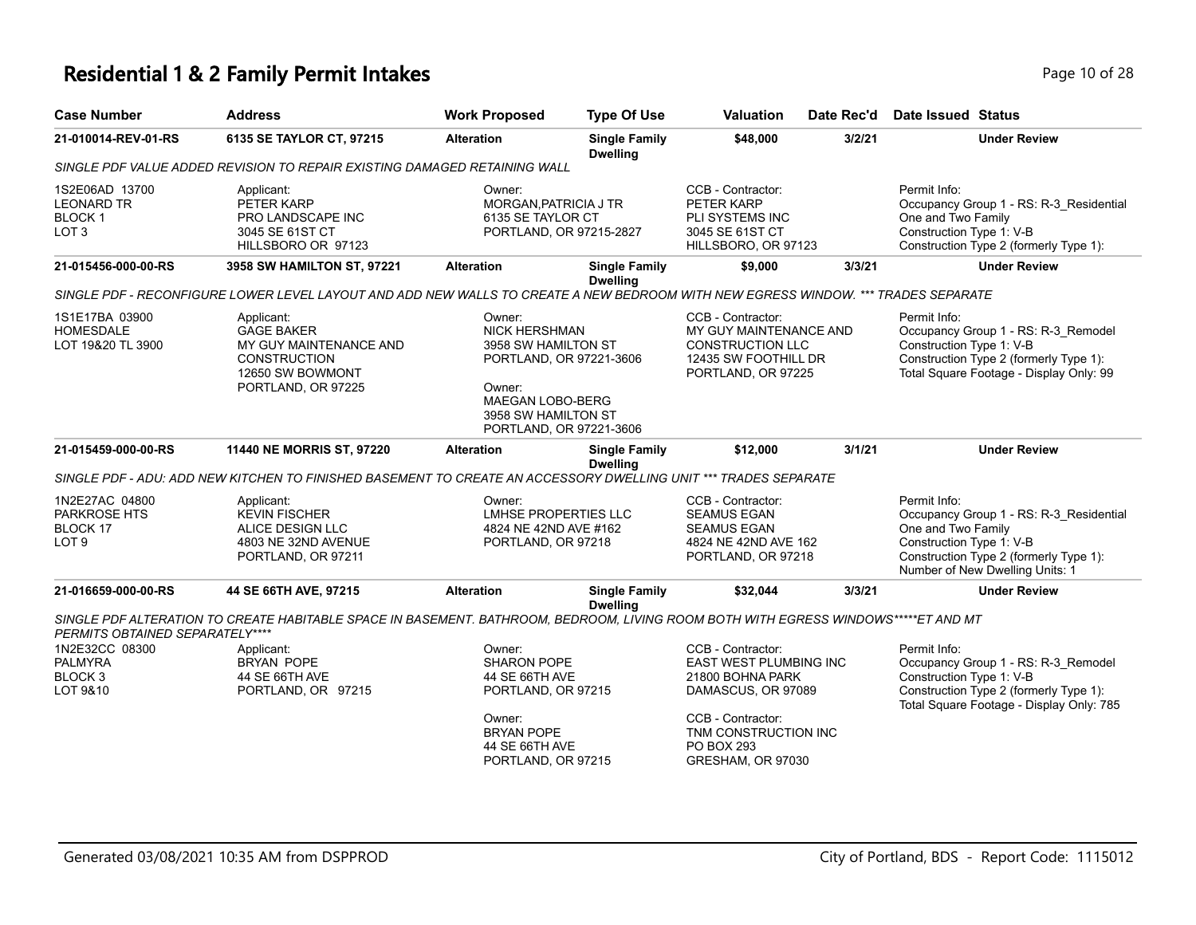# Residential 1 & 2 Family Permit Intakes

| Case Number | Address | Work Proposed | Type Of Use | Valuation | Date Rec'd | Date Issued | Status |
|---|---|---|---|---|---|---|---|
| **21-010014-REV-01-RS** | **6135 SE TAYLOR CT, 97215** | **Alteration** | **Single Family Dwelling** | **$48,000** | **3/2/21** | | **Under Review** |

*SINGLE PDF VALUE ADDED REVISION TO REPAIR EXISTING DAMAGED RETAINING WALL*

| | Applicant: | Owner: | CCB - Contractor: | Permit Info: |
|---|---|---|---|---|
| 1S2E06AD 13700<br>LEONARD TR<br>BLOCK 1<br>LOT 3 | PETER KARP<br>PRO LANDSCAPE INC<br>3045 SE 61ST CT<br>HILLSBORO OR 97123 | MORGAN,PATRICIA J TR<br>6135 SE TAYLOR CT<br>PORTLAND, OR 97215-2827 | PETER KARP<br>PLI SYSTEMS INC<br>3045 SE 61ST CT<br>HILLSBORO, OR 97123 | Occupancy Group 1 - RS: R-3_Residential One and Two Family<br>Construction Type 1: V-B<br>Construction Type 2 (formerly Type 1): |

| Case Number | Address | Work Proposed | Type Of Use | Valuation | Date Rec'd | Date Issued | Status |
|---|---|---|---|---|---|---|---|
| **21-015456-000-00-RS** | **3958 SW HAMILTON ST, 97221** | **Alteration** | **Single Family Dwelling** | **$9,000** | **3/3/21** | | **Under Review** |

*SINGLE PDF - RECONFIGURE LOWER LEVEL LAYOUT AND ADD NEW WALLS TO CREATE A NEW BEDROOM WITH NEW EGRESS WINDOW. *** TRADES SEPARATE*

| | Applicant: | Owner: | CCB - Contractor: | Permit Info: |
|---|---|---|---|---|
| 1S1E17BA 03900<br>HOMESDALE<br>LOT 19&20 TL 3900 | GAGE BAKER<br>MY GUY MAINTENANCE AND CONSTRUCTION<br>12650 SW BOWMONT<br>PORTLAND, OR 97225 | NICK HERSHMAN<br>3958 SW HAMILTON ST<br>PORTLAND, OR 97221-3606<br><br>Owner:<br>MAEGAN LOBO-BERG<br>3958 SW HAMILTON ST<br>PORTLAND, OR 97221-3606 | MY GUY MAINTENANCE AND CONSTRUCTION LLC<br>12435 SW FOOTHILL DR<br>PORTLAND, OR 97225 | Occupancy Group 1 - RS: R-3_Remodel<br>Construction Type 1: V-B<br>Construction Type 2 (formerly Type 1):<br>Total Square Footage - Display Only: 99 |

| Case Number | Address | Work Proposed | Type Of Use | Valuation | Date Rec'd | Date Issued | Status |
|---|---|---|---|---|---|---|---|
| **21-015459-000-00-RS** | **11440 NE MORRIS ST, 97220** | **Alteration** | **Single Family Dwelling** | **$12,000** | **3/1/21** | | **Under Review** |

*SINGLE PDF - ADU: ADD NEW KITCHEN TO FINISHED BASEMENT TO CREATE AN ACCESSORY DWELLING UNIT *** TRADES SEPARATE*

| | Applicant: | Owner: | CCB - Contractor: | Permit Info: |
|---|---|---|---|---|
| 1N2E27AC 04800<br>PARKROSE HTS<br>BLOCK 17<br>LOT 9 | KEVIN FISCHER<br>ALICE DESIGN LLC<br>4803 NE 32ND AVENUE<br>PORTLAND, OR 97211 | LMHSE PROPERTIES LLC<br>4824 NE 42ND AVE #162<br>PORTLAND, OR 97218 | SEAMUS EGAN<br>SEAMUS EGAN<br>4824 NE 42ND AVE 162<br>PORTLAND, OR 97218 | Occupancy Group 1 - RS: R-3_Residential One and Two Family<br>Construction Type 1: V-B<br>Construction Type 2 (formerly Type 1):<br>Number of New Dwelling Units: 1 |

| Case Number | Address | Work Proposed | Type Of Use | Valuation | Date Rec'd | Date Issued | Status |
|---|---|---|---|---|---|---|---|
| **21-016659-000-00-RS** | **44 SE 66TH AVE, 97215** | **Alteration** | **Single Family Dwelling** | **$32,044** | **3/3/21** | | **Under Review** |

*SINGLE PDF ALTERATION TO CREATE HABITABLE SPACE IN BASEMENT. BATHROOM, BEDROOM, LIVING ROOM BOTH WITH EGRESS WINDOWS*****ET AND MT PERMITS OBTAINED SEPARATELY*****

| | Applicant: | Owner: | CCB - Contractor: | Permit Info: |
|---|---|---|---|---|
| 1N2E32CC 08300<br>PALMYRA<br>BLOCK 3<br>LOT 9&10 | BRYAN POPE<br>44 SE 66TH AVE<br>PORTLAND, OR 97215 | SHARON POPE<br>44 SE 66TH AVE<br>PORTLAND, OR 97215<br><br>Owner:<br>BRYAN POPE<br>44 SE 66TH AVE<br>PORTLAND, OR 97215 | EAST WEST PLUMBING INC<br>21800 BOHNA PARK<br>DAMASCUS, OR 97089<br><br>CCB - Contractor:<br>TNM CONSTRUCTION INC<br>PO BOX 293<br>GRESHAM, OR 97030 | Occupancy Group 1 - RS: R-3_Remodel<br>Construction Type 1: V-B<br>Construction Type 2 (formerly Type 1):<br>Total Square Footage - Display Only: 785 |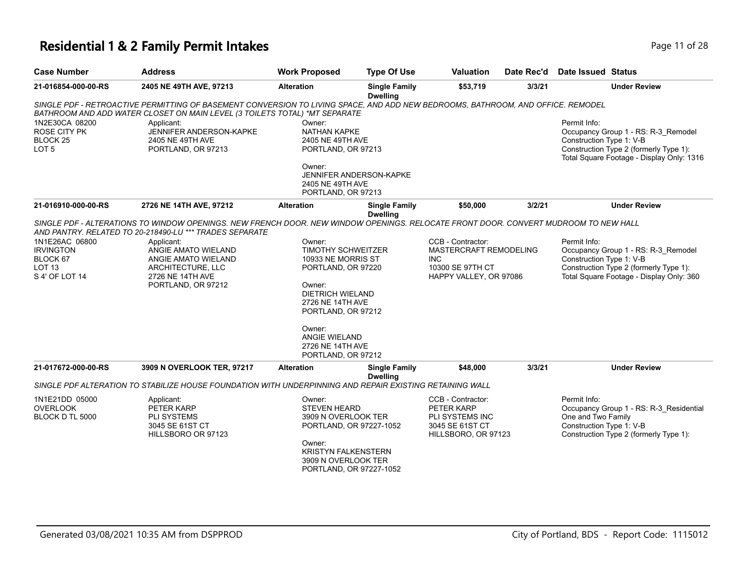# Residential 1 & 2 Family Permit Intakes

| Case Number | Address | Work Proposed | Type Of Use | Valuation | Date Rec'd | Date Issued | Status |
|---|---|---|---|---|---|---|---|
| 21-016854-000-00-RS | 2405 NE 49TH AVE, 97213 | Alteration | Single Family Dwelling | $53,719 | 3/3/21 | | Under Review |

*SINGLE PDF - RETROACTIVE PERMITTING OF BASEMENT CONVERSION TO LIVING SPACE, AND ADD NEW BEDROOMS, BATHROOM, AND OFFICE. REMODEL BATHROOM AND ADD WATER CLOSET ON MAIN LEVEL (3 TOILETS TOTAL) *MT SEPARATE*

1N2E30CA 08200
ROSE CITY PK
BLOCK 25
LOT 5

Applicant:
JENNIFER ANDERSON-KAPKE
2405 NE 49TH AVE
PORTLAND, OR 97213

Owner:
NATHAN KAPKE
2405 NE 49TH AVE
PORTLAND, OR 97213

Owner:
JENNIFER ANDERSON-KAPKE
2405 NE 49TH AVE
PORTLAND, OR 97213

Permit Info:
Occupancy Group 1 - RS: R-3_Remodel
Construction Type 1: V-B
Construction Type 2 (formerly Type 1):
Total Square Footage - Display Only: 1316

| Case Number | Address | Work Proposed | Type Of Use | Valuation | Date Rec'd | Date Issued | Status |
|---|---|---|---|---|---|---|---|
| 21-016910-000-00-RS | 2726 NE 14TH AVE, 97212 | Alteration | Single Family Dwelling | $50,000 | 3/2/21 | | Under Review |

*SINGLE PDF - ALTERATIONS TO WINDOW OPENINGS. NEW FRENCH DOOR. NEW WINDOW OPENINGS. RELOCATE FRONT DOOR. CONVERT MUDROOM TO NEW HALL AND PANTRY. RELATED TO 20-218490-LU *** TRADES SEPARATE*

1N1E26AC 06800
IRVINGTON
BLOCK 67
LOT 13
S 4' OF LOT 14

Applicant:
ANGIE AMATO WIELAND
ANGIE AMATO WIELAND
ARCHITECTURE, LLC
2726 NE 14TH AVE
PORTLAND, OR 97212

Owner:
TIMOTHY SCHWEITZER
10933 NE MORRIS ST
PORTLAND, OR 97220

Owner:
DIETRICH WIELAND
2726 NE 14TH AVE
PORTLAND, OR 97212

Owner:
ANGIE WIELAND
2726 NE 14TH AVE
PORTLAND, OR 97212

CCB - Contractor:
MASTERCRAFT REMODELING
INC
10300 SE 97TH CT
HAPPY VALLEY, OR 97086

Permit Info:
Occupancy Group 1 - RS: R-3_Remodel
Construction Type 1: V-B
Construction Type 2 (formerly Type 1):
Total Square Footage - Display Only: 360

| Case Number | Address | Work Proposed | Type Of Use | Valuation | Date Rec'd | Date Issued | Status |
|---|---|---|---|---|---|---|---|
| 21-017672-000-00-RS | 3909 N OVERLOOK TER, 97217 | Alteration | Single Family Dwelling | $48,000 | 3/3/21 | | Under Review |

*SINGLE PDF ALTERATION TO STABILIZE HOUSE FOUNDATION WITH UNDERPINNING AND REPAIR EXISTING RETAINING WALL*

1N1E21DD 05000
OVERLOOK
BLOCK D TL 5000

Applicant:
PETER KARP
PLI SYSTEMS
3045 SE 61ST CT
HILLSBORO OR 97123

Owner:
STEVEN HEARD
3909 N OVERLOOK TER
PORTLAND, OR 97227-1052

Owner:
KRISTYN FALKENSTERN
3909 N OVERLOOK TER
PORTLAND, OR 97227-1052

CCB - Contractor:
PETER KARP
PLI SYSTEMS INC
3045 SE 61ST CT
HILLSBORO, OR 97123

Permit Info:
Occupancy Group 1 - RS: R-3_Residential One and Two Family
Construction Type 1: V-B
Construction Type 2 (formerly Type 1):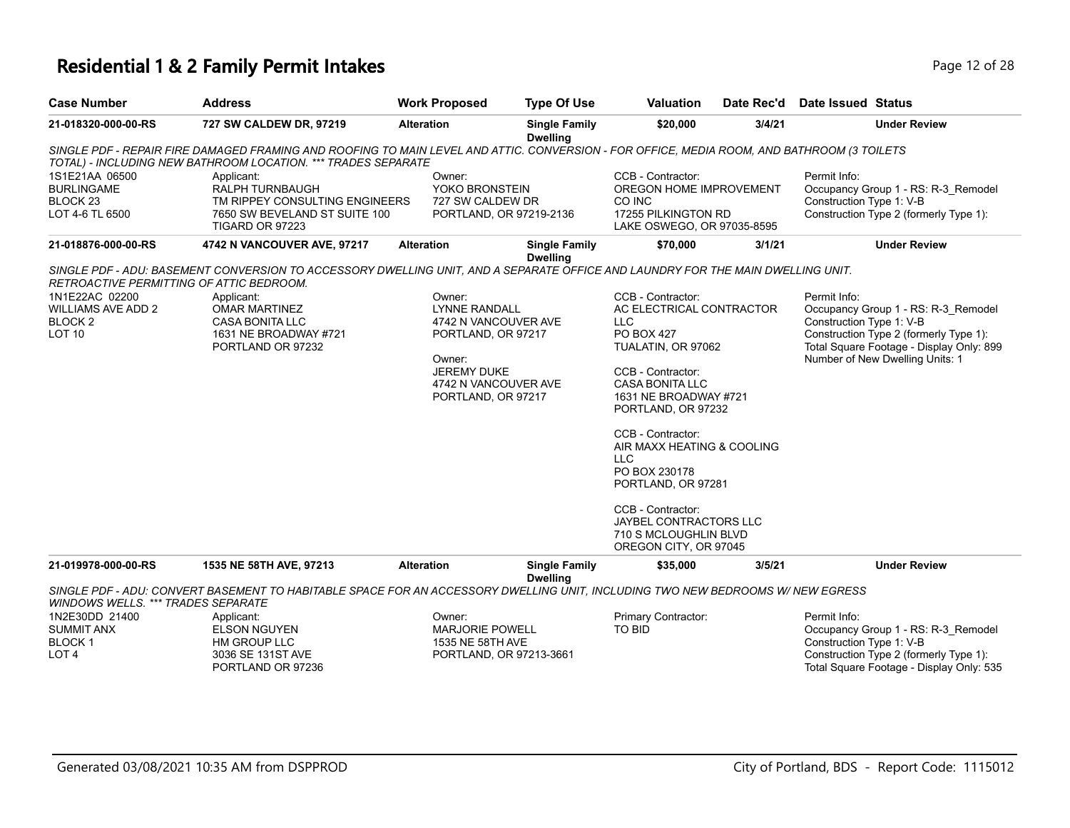# Residential 1 & 2 Family Permit Intakes

| Case Number | Address | Work Proposed | Type Of Use | Valuation | Date Rec'd | Date Issued | Status |
|---|---|---|---|---|---|---|---|
| 21-018320-000-00-RS | 727 SW CALDEW DR, 97219 | Alteration | Single Family Dwelling | $20,000 | 3/4/21 | | Under Review |

*SINGLE PDF - REPAIR FIRE DAMAGED FRAMING AND ROOFING TO MAIN LEVEL AND ATTIC. CONVERSION - FOR OFFICE, MEDIA ROOM, AND BATHROOM (3 TOILETS TOTAL) - INCLUDING NEW BATHROOM LOCATION. *** TRADES SEPARATE*

1S1E21AA 06500
BURLINGAME
BLOCK 23
LOT 4-6 TL 6500

Applicant:
RALPH TURNBAUGH
TM RIPPEY CONSULTING ENGINEERS
7650 SW BEVELAND ST SUITE 100
TIGARD OR 97223

Owner:
YOKO BRONSTEIN
727 SW CALDEW DR
PORTLAND, OR 97219-2136

CCB - Contractor:
OREGON HOME IMPROVEMENT CO INC
17255 PILKINGTON RD
LAKE OSWEGO, OR 97035-8595

Permit Info:
Occupancy Group 1 - RS: R-3_Remodel
Construction Type 1: V-B
Construction Type 2 (formerly Type 1):

| Case Number | Address | Work Proposed | Type Of Use | Valuation | Date Rec'd | Date Issued | Status |
|---|---|---|---|---|---|---|---|
| 21-018876-000-00-RS | 4742 N VANCOUVER AVE, 97217 | Alteration | Single Family Dwelling | $70,000 | 3/1/21 | | Under Review |

*SINGLE PDF - ADU: BASEMENT CONVERSION TO ACCESSORY DWELLING UNIT, AND A SEPARATE OFFICE AND LAUNDRY FOR THE MAIN DWELLING UNIT. RETROACTIVE PERMITTING OF ATTIC BEDROOM.*

1N1E22AC 02200
WILLIAMS AVE ADD 2
BLOCK 2
LOT 10

Applicant:
OMAR MARTINEZ
CASA BONITA LLC
1631 NE BROADWAY #721
PORTLAND OR 97232

Owner:
LYNNE RANDALL
4742 N VANCOUVER AVE
PORTLAND, OR 97217

Owner:
JEREMY DUKE
4742 N VANCOUVER AVE
PORTLAND, OR 97217

CCB - Contractor:
AC ELECTRICAL CONTRACTOR LLC
PO BOX 427
TUALATIN, OR 97062

CCB - Contractor:
CASA BONITA LLC
1631 NE BROADWAY #721
PORTLAND, OR 97232

CCB - Contractor:
AIR MAXX HEATING & COOLING LLC
PO BOX 230178
PORTLAND, OR 97281

CCB - Contractor:
JAYBEL CONTRACTORS LLC
710 S MCLOUGHLIN BLVD
OREGON CITY, OR 97045

Permit Info:
Occupancy Group 1 - RS: R-3_Remodel
Construction Type 1: V-B
Construction Type 2 (formerly Type 1):
Total Square Footage - Display Only: 899
Number of New Dwelling Units: 1

| Case Number | Address | Work Proposed | Type Of Use | Valuation | Date Rec'd | Date Issued | Status |
|---|---|---|---|---|---|---|---|
| 21-019978-000-00-RS | 1535 NE 58TH AVE, 97213 | Alteration | Single Family Dwelling | $35,000 | 3/5/21 | | Under Review |

*SINGLE PDF - ADU: CONVERT BASEMENT TO HABITABLE SPACE FOR AN ACCESSORY DWELLING UNIT, INCLUDING TWO NEW BEDROOMS W/ NEW EGRESS WINDOWS WELLS. *** TRADES SEPARATE*

1N2E30DD 21400
SUMMIT ANX
BLOCK 1
LOT 4

Applicant:
ELSON NGUYEN
HM GROUP LLC
3036 SE 131ST AVE
PORTLAND OR 97236

Owner:
MARJORIE POWELL
1535 NE 58TH AVE
PORTLAND, OR 97213-3661

Primary Contractor:
TO BID

Permit Info:
Occupancy Group 1 - RS: R-3_Remodel
Construction Type 1: V-B
Construction Type 2 (formerly Type 1):
Total Square Footage - Display Only: 535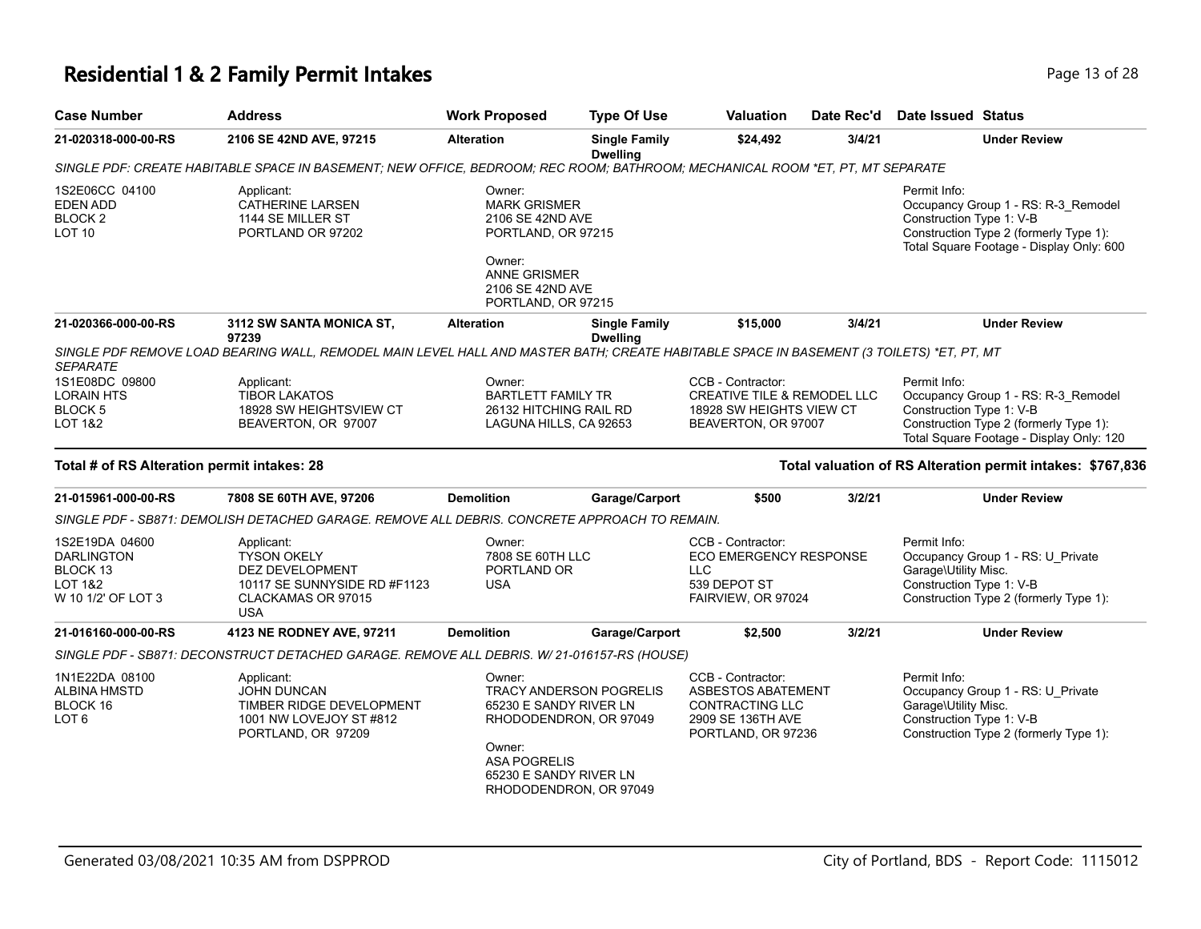# Residential 1 & 2 Family Permit Intakes

| Case Number | Address | Work Proposed | Type Of Use | Valuation | Date Rec'd | Date Issued | Status |
|---|---|---|---|---|---|---|---|
| 21-020318-000-00-RS | 2106 SE 42ND AVE, 97215 | Alteration | Single Family Dwelling | $24,492 | 3/4/21 | | Under Review |

*SINGLE PDF: CREATE HABITABLE SPACE IN BASEMENT; NEW OFFICE, BEDROOM; REC ROOM; BATHROOM; MECHANICAL ROOM *ET, PT, MT SEPARATE*

1S2E06CC 04100
EDEN ADD
BLOCK 2
LOT 10

Applicant:
CATHERINE LARSEN
1144 SE MILLER ST
PORTLAND OR 97202

Owner:
MARK GRISMER
2106 SE 42ND AVE
PORTLAND, OR 97215

Owner:
ANNE GRISMER
2106 SE 42ND AVE
PORTLAND, OR 97215

Permit Info:
Occupancy Group 1 - RS: R-3_Remodel
Construction Type 1: V-B
Construction Type 2 (formerly Type 1):
Total Square Footage - Display Only: 600

| Case Number | Address | Work Proposed | Type Of Use | Valuation | Date Rec'd | Date Issued | Status |
|---|---|---|---|---|---|---|---|
| 21-020366-000-00-RS | 3112 SW SANTA MONICA ST, 97239 | Alteration | Single Family Dwelling | $15,000 | 3/4/21 | | Under Review |

*SINGLE PDF REMOVE LOAD BEARING WALL, REMODEL MAIN LEVEL HALL AND MASTER BATH; CREATE HABITABLE SPACE IN BASEMENT (3 TOILETS) *ET, PT, MT SEPARATE*

1S1E08DC 09800
LORAIN HTS
BLOCK 5
LOT 1&2

Applicant:
TIBOR LAKATOS
18928 SW HEIGHTSVIEW CT
BEAVERTON, OR 97007

Owner:
BARTLETT FAMILY TR
26132 HITCHING RAIL RD
LAGUNA HILLS, CA 92653

CCB - Contractor:
CREATIVE TILE & REMODEL LLC
18928 SW HEIGHTS VIEW CT
BEAVERTON, OR 97007

Permit Info:
Occupancy Group 1 - RS: R-3_Remodel
Construction Type 1: V-B
Construction Type 2 (formerly Type 1):
Total Square Footage - Display Only: 120

**Total # of RS Alteration permit intakes: 28**

**Total valuation of RS Alteration permit intakes: $767,836**

| Case Number | Address | Work Proposed | Type Of Use | Valuation | Date Rec'd | Date Issued | Status |
|---|---|---|---|---|---|---|---|
| 21-015961-000-00-RS | 7808 SE 60TH AVE, 97206 | Demolition | Garage/Carport | $500 | 3/2/21 | | Under Review |

*SINGLE PDF - SB871: DEMOLISH DETACHED GARAGE. REMOVE ALL DEBRIS. CONCRETE APPROACH TO REMAIN.*

1S2E19DA 04600
DARLINGTON
BLOCK 13
LOT 1&2
W 10 1/2' OF LOT 3

Applicant:
TYSON OKELY
DEZ DEVELOPMENT
10117 SE SUNNYSIDE RD #F1123
CLACKAMAS OR 97015
USA

Owner:
7808 SE 60TH LLC
PORTLAND OR
USA

CCB - Contractor:
ECO EMERGENCY RESPONSE LLC
539 DEPOT ST
FAIRVIEW, OR 97024

Permit Info:
Occupancy Group 1 - RS: U_Private Garage\Utility Misc.
Construction Type 1: V-B
Construction Type 2 (formerly Type 1):

| Case Number | Address | Work Proposed | Type Of Use | Valuation | Date Rec'd | Date Issued | Status |
|---|---|---|---|---|---|---|---|
| 21-016160-000-00-RS | 4123 NE RODNEY AVE, 97211 | Demolition | Garage/Carport | $2,500 | 3/2/21 | | Under Review |

*SINGLE PDF - SB871: DECONSTRUCT DETACHED GARAGE. REMOVE ALL DEBRIS. W/ 21-016157-RS (HOUSE)*

1N1E22DA 08100
ALBINA HMSTD
BLOCK 16
LOT 6

Applicant:
JOHN DUNCAN
TIMBER RIDGE DEVELOPMENT
1001 NW LOVEJOY ST #812
PORTLAND, OR 97209

Owner:
TRACY ANDERSON POGRELIS
65230 E SANDY RIVER LN
RHODODENDRON, OR 97049

Owner:
ASA POGRELIS
65230 E SANDY RIVER LN
RHODODENDRON, OR 97049

CCB - Contractor:
ASBESTOS ABATEMENT CONTRACTING LLC
2909 SE 136TH AVE
PORTLAND, OR 97236

Permit Info:
Occupancy Group 1 - RS: U_Private Garage\Utility Misc.
Construction Type 1: V-B
Construction Type 2 (formerly Type 1):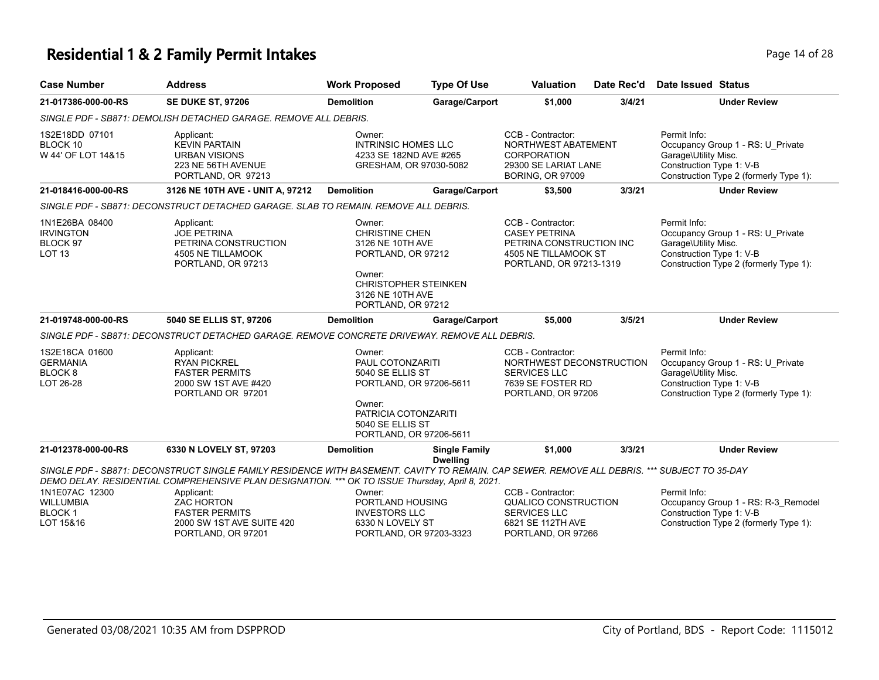# Residential 1 & 2 Family Permit Intakes

| Case Number | Address | Work Proposed | Type Of Use | Valuation | Date Rec'd | Date Issued | Status |
|---|---|---|---|---|---|---|---|
| 21-017386-000-00-RS | SE DUKE ST, 97206 | Demolition | Garage/Carport | $1,000 | 3/4/21 | | Under Review |

*SINGLE PDF - SB871: DEMOLISH DETACHED GARAGE. REMOVE ALL DEBRIS.*

1S2E18DD 07101
BLOCK 10
W 44' OF LOT 14&15

Applicant:
KEVIN PARTAIN
URBAN VISIONS
223 NE 56TH AVENUE
PORTLAND, OR 97213

Owner:
INTRINSIC HOMES LLC
4233 SE 182ND AVE #265
GRESHAM, OR 97030-5082

CCB - Contractor:
NORTHWEST ABATEMENT CORPORATION
29300 SE LARIAT LANE
BORING, OR 97009

Permit Info:
Occupancy Group 1 - RS: U_Private Garage\Utility Misc.
Construction Type 1: V-B
Construction Type 2 (formerly Type 1):

| Case Number | Address | Work Proposed | Type Of Use | Valuation | Date Rec'd | Date Issued | Status |
|---|---|---|---|---|---|---|---|
| 21-018416-000-00-RS | 3126 NE 10TH AVE - UNIT A, 97212 | Demolition | Garage/Carport | $3,500 | 3/3/21 | | Under Review |

*SINGLE PDF - SB871: DECONSTRUCT DETACHED GARAGE. SLAB TO REMAIN. REMOVE ALL DEBRIS.*

1N1E26BA 08400
IRVINGTON
BLOCK 97
LOT 13

Applicant:
JOE PETRINA
PETRINA CONSTRUCTION
4505 NE TILLAMOOK
PORTLAND, OR 97213

Owner:
CHRISTINE CHEN
3126 NE 10TH AVE
PORTLAND, OR 97212

Owner:
CHRISTOPHER STEINKEN
3126 NE 10TH AVE
PORTLAND, OR 97212

CCB - Contractor:
CASEY PETRINA
PETRINA CONSTRUCTION INC
4505 NE TILLAMOOK ST
PORTLAND, OR 97213-1319

Permit Info:
Occupancy Group 1 - RS: U_Private Garage\Utility Misc.
Construction Type 1: V-B
Construction Type 2 (formerly Type 1):

| Case Number | Address | Work Proposed | Type Of Use | Valuation | Date Rec'd | Date Issued | Status |
|---|---|---|---|---|---|---|---|
| 21-019748-000-00-RS | 5040 SE ELLIS ST, 97206 | Demolition | Garage/Carport | $5,000 | 3/5/21 | | Under Review |

*SINGLE PDF - SB871: DECONSTRUCT DETACHED GARAGE. REMOVE CONCRETE DRIVEWAY. REMOVE ALL DEBRIS.*

1S2E18CA 01600
GERMANIA
BLOCK 8
LOT 26-28

Applicant:
RYAN PICKREL
FASTER PERMITS
2000 SW 1ST AVE #420
PORTLAND OR 97201

Owner:
PAUL COTONZARITI
5040 SE ELLIS ST
PORTLAND, OR 97206-5611

Owner:
PATRICIA COTONZARITI
5040 SE ELLIS ST
PORTLAND, OR 97206-5611

CCB - Contractor:
NORTHWEST DECONSTRUCTION SERVICES LLC
7639 SE FOSTER RD
PORTLAND, OR 97206

Permit Info:
Occupancy Group 1 - RS: U_Private Garage\Utility Misc.
Construction Type 1: V-B
Construction Type 2 (formerly Type 1):

| Case Number | Address | Work Proposed | Type Of Use | Valuation | Date Rec'd | Date Issued | Status |
|---|---|---|---|---|---|---|---|
| 21-012378-000-00-RS | 6330 N LOVELY ST, 97203 | Demolition | Single Family Dwelling | $1,000 | 3/3/21 | | Under Review |

*SINGLE PDF - SB871: DECONSTRUCT SINGLE FAMILY RESIDENCE WITH BASEMENT. CAVITY TO REMAIN. CAP SEWER. REMOVE ALL DEBRIS. *** SUBJECT TO 35-DAY DEMO DELAY. RESIDENTIAL COMPREHENSIVE PLAN DESIGNATION. *** OK TO ISSUE Thursday, April 8, 2021.*

1N1E07AC 12300
WILLUMBIA
BLOCK 1
LOT 15&16

Applicant:
ZAC HORTON
FASTER PERMITS
2000 SW 1ST AVE SUITE 420
PORTLAND, OR 97201

Owner:
PORTLAND HOUSING INVESTORS LLC
6330 N LOVELY ST
PORTLAND, OR 97203-3323

CCB - Contractor:
QUALICO CONSTRUCTION SERVICES LLC
6821 SE 112TH AVE
PORTLAND, OR 97266

Permit Info:
Occupancy Group 1 - RS: R-3_Remodel
Construction Type 1: V-B
Construction Type 2 (formerly Type 1):

Generated 03/08/2021 10:35 AM from DSPPROD — City of Portland, BDS - Report Code: 1115012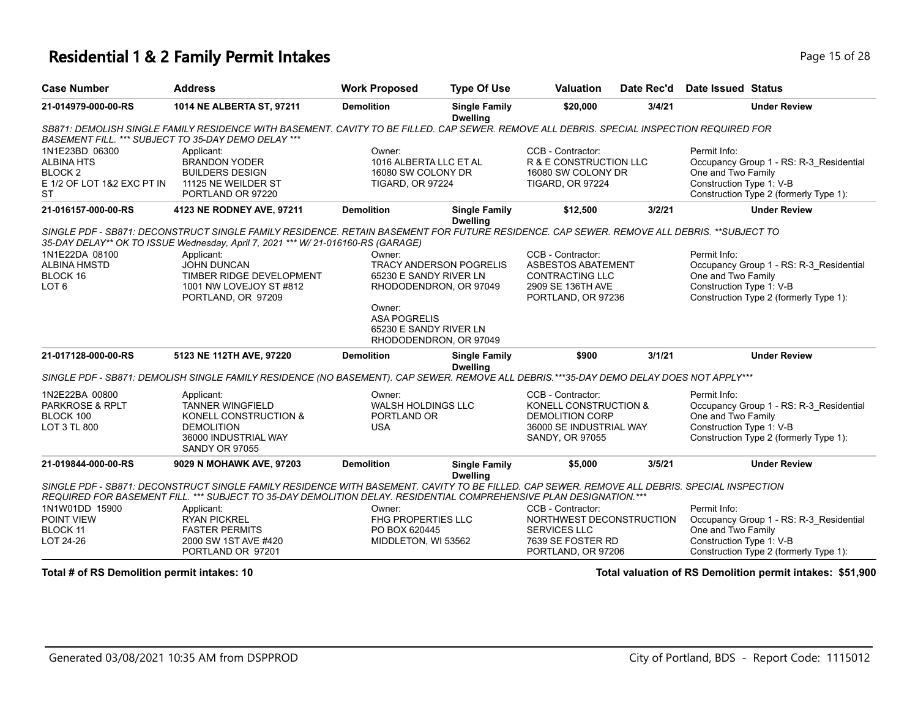# Residential 1 & 2 Family Permit Intakes

| Case Number | Address | Work Proposed | Type Of Use | Valuation | Date Rec'd | Date Issued | Status |
|---|---|---|---|---|---|---|---|
| 21-014979-000-00-RS | 1014 NE ALBERTA ST, 97211 | Demolition | Single Family Dwelling | $20,000 | 3/4/21 | | Under Review |

*SB871: DEMOLISH SINGLE FAMILY RESIDENCE WITH BASEMENT. CAVITY TO BE FILLED. CAP SEWER. REMOVE ALL DEBRIS. SPECIAL INSPECTION REQUIRED FOR BASEMENT FILL. *** SUBJECT TO 35-DAY DEMO DELAY ****

1N1E23BD 06300
ALBINA HTS
BLOCK 2
E 1/2 OF LOT 1&2 EXC PT IN ST

Applicant:
BRANDON YODER
BUILDERS DESIGN
11125 NE WEILDER ST
PORTLAND OR 97220

Owner:
1016 ALBERTA LLC ET AL
16080 SW COLONY DR
TIGARD, OR 97224

CCB - Contractor:
R & E CONSTRUCTION LLC
16080 SW COLONY DR
TIGARD, OR 97224

Permit Info:
Occupancy Group 1 - RS: R-3_Residential One and Two Family
Construction Type 1: V-B
Construction Type 2 (formerly Type 1):

| Case Number | Address | Work Proposed | Type Of Use | Valuation | Date Rec'd | Date Issued | Status |
|---|---|---|---|---|---|---|---|
| 21-016157-000-00-RS | 4123 NE RODNEY AVE, 97211 | Demolition | Single Family Dwelling | $12,500 | 3/2/21 | | Under Review |

*SINGLE PDF - SB871: DECONSTRUCT SINGLE FAMILY RESIDENCE. RETAIN BASEMENT FOR FUTURE RESIDENCE. CAP SEWER. REMOVE ALL DEBRIS. **SUBJECT TO 35-DAY DELAY** OK TO ISSUE Wednesday, April 7, 2021 *** W/ 21-016160-RS (GARAGE)*

1N1E22DA 08100
ALBINA HMSTD
BLOCK 16
LOT 6

Applicant:
JOHN DUNCAN
TIMBER RIDGE DEVELOPMENT
1001 NW LOVEJOY ST #812
PORTLAND, OR 97209

Owner:
TRACY ANDERSON POGRELIS
65230 E SANDY RIVER LN
RHODODENDRON, OR 97049

Owner:
ASA POGRELIS
65230 E SANDY RIVER LN
RHODODENDRON, OR 97049

CCB - Contractor:
ASBESTOS ABATEMENT CONTRACTING LLC
2909 SE 136TH AVE
PORTLAND, OR 97236

Permit Info:
Occupancy Group 1 - RS: R-3_Residential One and Two Family
Construction Type 1: V-B
Construction Type 2 (formerly Type 1):

| Case Number | Address | Work Proposed | Type Of Use | Valuation | Date Rec'd | Date Issued | Status |
|---|---|---|---|---|---|---|---|
| 21-017128-000-00-RS | 5123 NE 112TH AVE, 97220 | Demolition | Single Family Dwelling | $900 | 3/1/21 | | Under Review |

*SINGLE PDF - SB871: DEMOLISH SINGLE FAMILY RESIDENCE (NO BASEMENT). CAP SEWER. REMOVE ALL DEBRIS.***35-DAY DEMO DELAY DOES NOT APPLY****

1N2E22BA 00800
PARKROSE & RPLT
BLOCK 100
LOT 3 TL 800

Applicant:
TANNER WINGFIELD
KONELL CONSTRUCTION & DEMOLITION
36000 INDUSTRIAL WAY
SANDY OR 97055

Owner:
WALSH HOLDINGS LLC
PORTLAND OR
USA

CCB - Contractor:
KONELL CONSTRUCTION & DEMOLITION CORP
36000 SE INDUSTRIAL WAY
SANDY, OR 97055

Permit Info:
Occupancy Group 1 - RS: R-3_Residential One and Two Family
Construction Type 1: V-B
Construction Type 2 (formerly Type 1):

| Case Number | Address | Work Proposed | Type Of Use | Valuation | Date Rec'd | Date Issued | Status |
|---|---|---|---|---|---|---|---|
| 21-019844-000-00-RS | 9029 N MOHAWK AVE, 97203 | Demolition | Single Family Dwelling | $5,000 | 3/5/21 | | Under Review |

*SINGLE PDF - SB871: DECONSTRUCT SINGLE FAMILY RESIDENCE WITH BASEMENT. CAVITY TO BE FILLED. CAP SEWER. REMOVE ALL DEBRIS. SPECIAL INSPECTION REQUIRED FOR BASEMENT FILL. *** SUBJECT TO 35-DAY DEMOLITION DELAY. RESIDENTIAL COMPREHENSIVE PLAN DESIGNATION.****

1N1W01DD 15900
POINT VIEW
BLOCK 11
LOT 24-26

Applicant:
RYAN PICKREL
FASTER PERMITS
2000 SW 1ST AVE #420
PORTLAND OR 97201

Owner:
FHG PROPERTIES LLC
PO BOX 620445
MIDDLETON, WI 53562

CCB - Contractor:
NORTHWEST DECONSTRUCTION SERVICES LLC
7639 SE FOSTER RD
PORTLAND, OR 97206

Permit Info:
Occupancy Group 1 - RS: R-3_Residential One and Two Family
Construction Type 1: V-B
Construction Type 2 (formerly Type 1):

**Total # of RS Demolition permit intakes: 10**

**Total valuation of RS Demolition permit intakes: $51,900**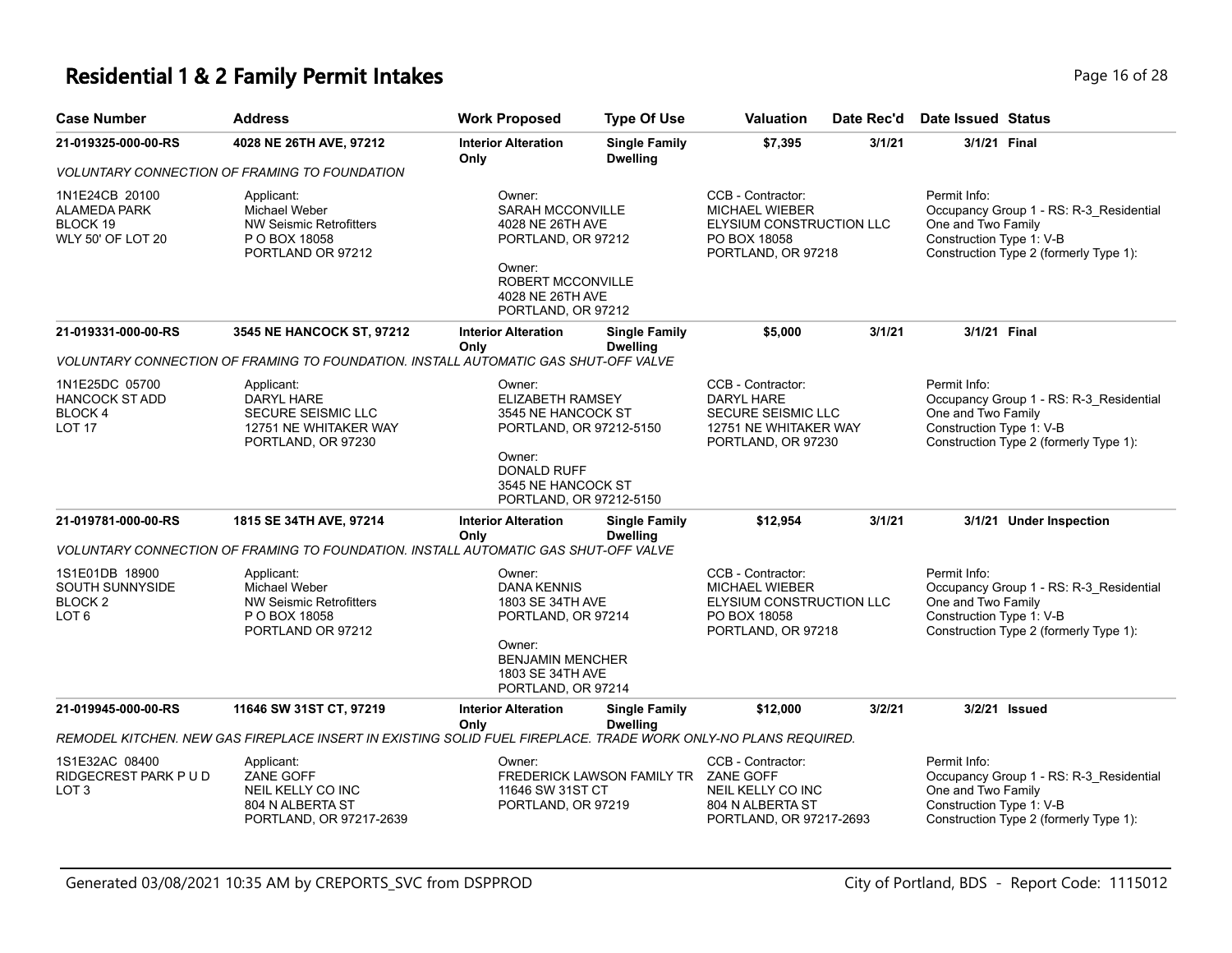# Residential 1 & 2 Family Permit Intakes

| Case Number | Address | Work Proposed | Type Of Use | Valuation | Date Rec'd | Date Issued | Status |
|---|---|---|---|---|---|---|---|
| **21-019325-000-00-RS** | **4028 NE 26TH AVE, 97212** | **Interior Alteration Only** | **Single Family Dwelling** | **$7,395** | **3/1/21** | **3/1/21** | **Final** |

*VOLUNTARY CONNECTION OF FRAMING TO FOUNDATION*

1N1E24CB 20100
ALAMEDA PARK
BLOCK 19
WLY 50' OF LOT 20

Applicant:
Michael Weber
NW Seismic Retrofitters
P O BOX 18058
PORTLAND OR 97212

Owner:
SARAH MCCONVILLE
4028 NE 26TH AVE
PORTLAND, OR 97212

Owner:
ROBERT MCCONVILLE
4028 NE 26TH AVE
PORTLAND, OR 97212

CCB - Contractor:
MICHAEL WIEBER
ELYSIUM CONSTRUCTION LLC
PO BOX 18058
PORTLAND, OR 97218

Permit Info:
Occupancy Group 1 - RS: R-3_Residential One and Two Family
Construction Type 1: V-B
Construction Type 2 (formerly Type 1):

| Case Number | Address | Work Proposed | Type Of Use | Valuation | Date Rec'd | Date Issued | Status |
|---|---|---|---|---|---|---|---|
| **21-019331-000-00-RS** | **3545 NE HANCOCK ST, 97212** | **Interior Alteration Only** | **Single Family Dwelling** | **$5,000** | **3/1/21** | **3/1/21** | **Final** |

*VOLUNTARY CONNECTION OF FRAMING TO FOUNDATION. INSTALL AUTOMATIC GAS SHUT-OFF VALVE*

1N1E25DC 05700
HANCOCK ST ADD
BLOCK 4
LOT 17

Applicant:
DARYL HARE
SECURE SEISMIC LLC
12751 NE WHITAKER WAY
PORTLAND, OR 97230

Owner:
ELIZABETH RAMSEY
3545 NE HANCOCK ST
PORTLAND, OR 97212-5150

Owner:
DONALD RUFF
3545 NE HANCOCK ST
PORTLAND, OR 97212-5150

CCB - Contractor:
DARYL HARE
SECURE SEISMIC LLC
12751 NE WHITAKER WAY
PORTLAND, OR 97230

Permit Info:
Occupancy Group 1 - RS: R-3_Residential One and Two Family
Construction Type 1: V-B
Construction Type 2 (formerly Type 1):

| Case Number | Address | Work Proposed | Type Of Use | Valuation | Date Rec'd | Date Issued | Status |
|---|---|---|---|---|---|---|---|
| **21-019781-000-00-RS** | **1815 SE 34TH AVE, 97214** | **Interior Alteration Only** | **Single Family Dwelling** | **$12,954** | **3/1/21** | **3/1/21** | **Under Inspection** |

*VOLUNTARY CONNECTION OF FRAMING TO FOUNDATION. INSTALL AUTOMATIC GAS SHUT-OFF VALVE*

1S1E01DB 18900
SOUTH SUNNYSIDE
BLOCK 2
LOT 6

Applicant:
Michael Weber
NW Seismic Retrofitters
P O BOX 18058
PORTLAND OR 97212

Owner:
DANA KENNIS
1803 SE 34TH AVE
PORTLAND, OR 97214

Owner:
BENJAMIN MENCHER
1803 SE 34TH AVE
PORTLAND, OR 97214

CCB - Contractor:
MICHAEL WIEBER
ELYSIUM CONSTRUCTION LLC
PO BOX 18058
PORTLAND, OR 97218

Permit Info:
Occupancy Group 1 - RS: R-3_Residential One and Two Family
Construction Type 1: V-B
Construction Type 2 (formerly Type 1):

| Case Number | Address | Work Proposed | Type Of Use | Valuation | Date Rec'd | Date Issued | Status |
|---|---|---|---|---|---|---|---|
| **21-019945-000-00-RS** | **11646 SW 31ST CT, 97219** | **Interior Alteration Only** | **Single Family Dwelling** | **$12,000** | **3/2/21** | **3/2/21** | **Issued** |

*REMODEL KITCHEN. NEW GAS FIREPLACE INSERT IN EXISTING SOLID FUEL FIREPLACE. TRADE WORK ONLY-NO PLANS REQUIRED.*

1S1E32AC 08400
RIDGECREST PARK P U D
LOT 3

Applicant:
ZANE GOFF
NEIL KELLY CO INC
804 N ALBERTA ST
PORTLAND, OR 97217-2639

Owner:
FREDERICK LAWSON FAMILY TR
11646 SW 31ST CT
PORTLAND, OR 97219

CCB - Contractor:
ZANE GOFF
NEIL KELLY CO INC
804 N ALBERTA ST
PORTLAND, OR 97217-2693

Permit Info:
Occupancy Group 1 - RS: R-3_Residential One and Two Family
Construction Type 1: V-B
Construction Type 2 (formerly Type 1):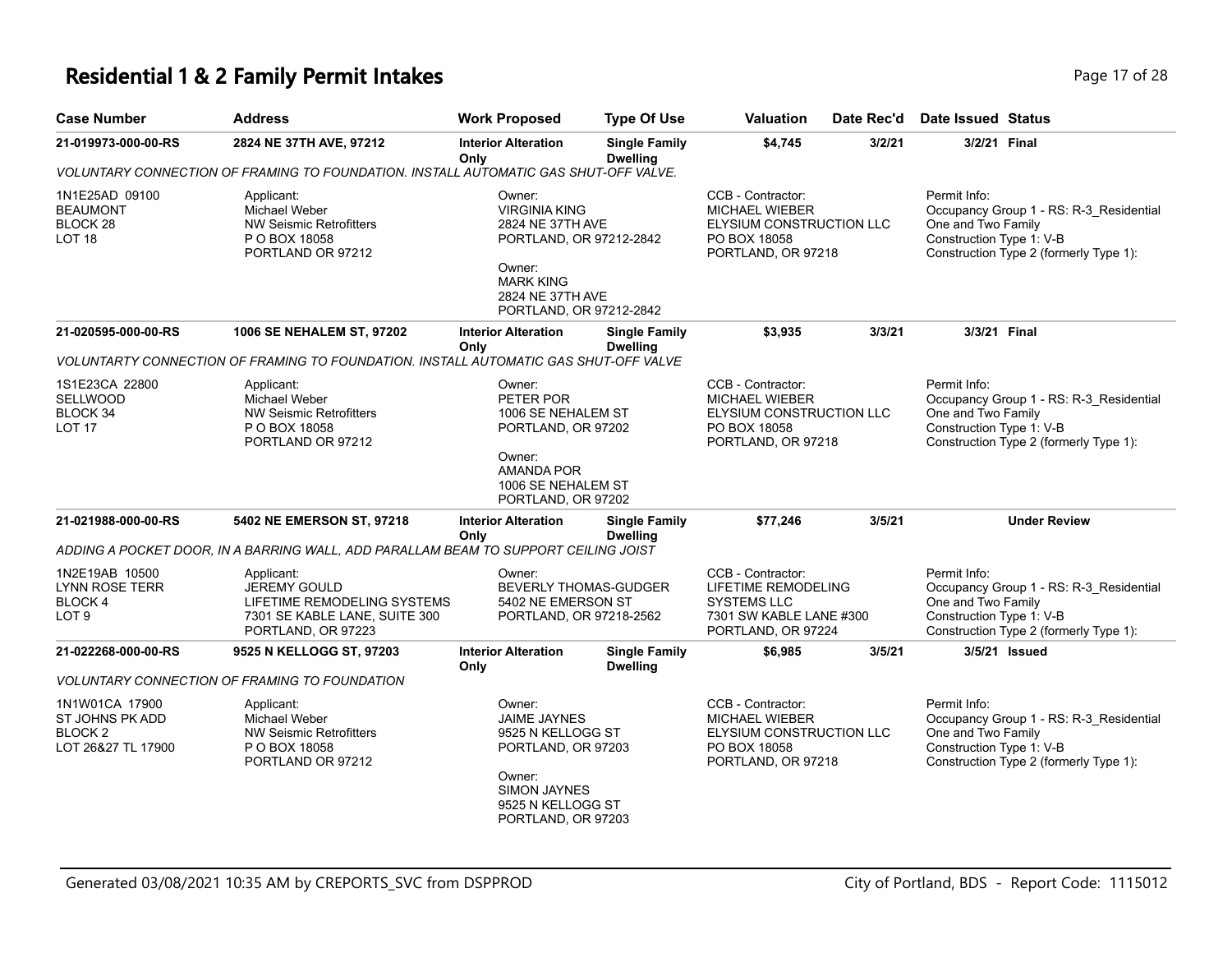# Residential 1 & 2 Family Permit Intakes

| Case Number | Address | Work Proposed | Type Of Use | Valuation | Date Rec'd | Date Issued | Status |
|---|---|---|---|---|---|---|---|
| 21-019973-000-00-RS | 2824 NE 37TH AVE, 97212 | Interior Alteration Only | Single Family Dwelling | $4,745 | 3/2/21 | 3/2/21 | Final |

*VOLUNTARY CONNECTION OF FRAMING TO FOUNDATION. INSTALL AUTOMATIC GAS SHUT-OFF VALVE.*

| | | | | |
|---|---|---|---|---|
| 1N1E25AD 09100<br>BEAUMONT<br>BLOCK 28<br>LOT 18 | Applicant:<br>Michael Weber<br>NW Seismic Retrofitters<br>P O BOX 18058<br>PORTLAND OR 97212 | Owner:<br>VIRGINIA KING<br>2824 NE 37TH AVE<br>PORTLAND, OR 97212-2842<br><br>Owner:<br>MARK KING<br>2824 NE 37TH AVE<br>PORTLAND, OR 97212-2842 | CCB - Contractor:<br>MICHAEL WIEBER<br>ELYSIUM CONSTRUCTION LLC<br>PO BOX 18058<br>PORTLAND, OR 97218 | Permit Info:<br>Occupancy Group 1 - RS: R-3_Residential One and Two Family<br>Construction Type 1: V-B<br>Construction Type 2 (formerly Type 1): |

| Case Number | Address | Work Proposed | Type Of Use | Valuation | Date Rec'd | Date Issued | Status |
|---|---|---|---|---|---|---|---|
| 21-020595-000-00-RS | 1006 SE NEHALEM ST, 97202 | Interior Alteration Only | Single Family Dwelling | $3,935 | 3/3/21 | 3/3/21 | Final |

*VOLUNTARTY CONNECTION OF FRAMING TO FOUNDATION. INSTALL AUTOMATIC GAS SHUT-OFF VALVE*

| | | | | |
|---|---|---|---|---|
| 1S1E23CA 22800<br>SELLWOOD<br>BLOCK 34<br>LOT 17 | Applicant:<br>Michael Weber<br>NW Seismic Retrofitters<br>P O BOX 18058<br>PORTLAND OR 97212 | Owner:<br>PETER POR<br>1006 SE NEHALEM ST<br>PORTLAND, OR 97202<br><br>Owner:<br>AMANDA POR<br>1006 SE NEHALEM ST<br>PORTLAND, OR 97202 | CCB - Contractor:<br>MICHAEL WIEBER<br>ELYSIUM CONSTRUCTION LLC<br>PO BOX 18058<br>PORTLAND, OR 97218 | Permit Info:<br>Occupancy Group 1 - RS: R-3_Residential One and Two Family<br>Construction Type 1: V-B<br>Construction Type 2 (formerly Type 1): |

| Case Number | Address | Work Proposed | Type Of Use | Valuation | Date Rec'd | Date Issued | Status |
|---|---|---|---|---|---|---|---|
| 21-021988-000-00-RS | 5402 NE EMERSON ST, 97218 | Interior Alteration Only | Single Family Dwelling | $77,246 | 3/5/21 | | Under Review |

*ADDING A POCKET DOOR, IN A BARRING WALL, ADD PARALLAM BEAM TO SUPPORT CEILING JOIST*

| | | | | |
|---|---|---|---|---|
| 1N2E19AB 10500<br>LYNN ROSE TERR<br>BLOCK 4<br>LOT 9 | Applicant:<br>JEREMY GOULD<br>LIFETIME REMODELING SYSTEMS<br>7301 SE KABLE LANE, SUITE 300<br>PORTLAND, OR 97223 | Owner:<br>BEVERLY THOMAS-GUDGER<br>5402 NE EMERSON ST<br>PORTLAND, OR 97218-2562 | CCB - Contractor:<br>LIFETIME REMODELING SYSTEMS LLC<br>7301 SW KABLE LANE #300<br>PORTLAND, OR 97224 | Permit Info:<br>Occupancy Group 1 - RS: R-3_Residential One and Two Family<br>Construction Type 1: V-B<br>Construction Type 2 (formerly Type 1): |

| Case Number | Address | Work Proposed | Type Of Use | Valuation | Date Rec'd | Date Issued | Status |
|---|---|---|---|---|---|---|---|
| 21-022268-000-00-RS | 9525 N KELLOGG ST, 97203 | Interior Alteration Only | Single Family Dwelling | $6,985 | 3/5/21 | 3/5/21 | Issued |

*VOLUNTARY CONNECTION OF FRAMING TO FOUNDATION*

| | | | | |
|---|---|---|---|---|
| 1N1W01CA 17900<br>ST JOHNS PK ADD<br>BLOCK 2<br>LOT 26&27 TL 17900 | Applicant:<br>Michael Weber<br>NW Seismic Retrofitters<br>P O BOX 18058<br>PORTLAND OR 97212 | Owner:<br>JAIME JAYNES<br>9525 N KELLOGG ST<br>PORTLAND, OR 97203<br><br>Owner:<br>SIMON JAYNES<br>9525 N KELLOGG ST<br>PORTLAND, OR 97203 | CCB - Contractor:<br>MICHAEL WIEBER<br>ELYSIUM CONSTRUCTION LLC<br>PO BOX 18058<br>PORTLAND, OR 97218 | Permit Info:<br>Occupancy Group 1 - RS: R-3_Residential One and Two Family<br>Construction Type 1: V-B<br>Construction Type 2 (formerly Type 1): |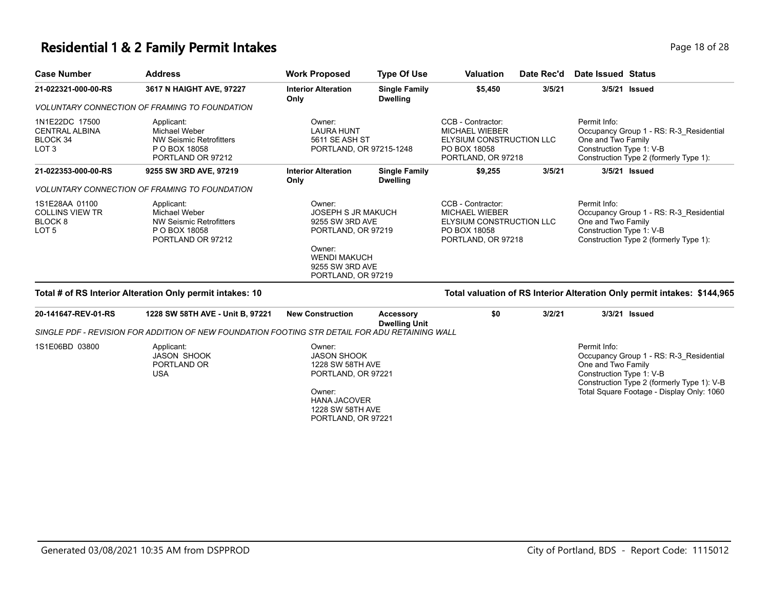# Residential 1 & 2 Family Permit Intakes

| Case Number | Address | Work Proposed | Type Of Use | Valuation | Date Rec'd | Date Issued | Status |
|---|---|---|---|---|---|---|---|
| **21-022321-000-00-RS** | **3617 N HAIGHT AVE, 97227** | **Interior Alteration Only** | **Single Family Dwelling** | **$5,450** | **3/5/21** | **3/5/21** | **Issued** |

*VOLUNTARY CONNECTION OF FRAMING TO FOUNDATION*

1N1E22DC 17500
CENTRAL ALBINA
BLOCK 34
LOT 3

Applicant:
Michael Weber
NW Seismic Retrofitters
P O BOX 18058
PORTLAND OR 97212

Owner:
LAURA HUNT
5611 SE ASH ST
PORTLAND, OR 97215-1248

CCB - Contractor:
MICHAEL WIEBER
ELYSIUM CONSTRUCTION LLC
PO BOX 18058
PORTLAND, OR 97218

Permit Info:
Occupancy Group 1 - RS: R-3_Residential One and Two Family
Construction Type 1: V-B
Construction Type 2 (formerly Type 1):

| Case Number | Address | Work Proposed | Type Of Use | Valuation | Date Rec'd | Date Issued | Status |
|---|---|---|---|---|---|---|---|
| **21-022353-000-00-RS** | **9255 SW 3RD AVE, 97219** | **Interior Alteration Only** | **Single Family Dwelling** | **$9,255** | **3/5/21** | **3/5/21** | **Issued** |

*VOLUNTARY CONNECTION OF FRAMING TO FOUNDATION*

1S1E28AA 01100
COLLINS VIEW TR
BLOCK 8
LOT 5

Applicant:
Michael Weber
NW Seismic Retrofitters
P O BOX 18058
PORTLAND OR 97212

Owner:
JOSEPH S JR MAKUCH
9255 SW 3RD AVE
PORTLAND, OR 97219

Owner:
WENDI MAKUCH
9255 SW 3RD AVE
PORTLAND, OR 97219

CCB - Contractor:
MICHAEL WIEBER
ELYSIUM CONSTRUCTION LLC
PO BOX 18058
PORTLAND, OR 97218

Permit Info:
Occupancy Group 1 - RS: R-3_Residential One and Two Family
Construction Type 1: V-B
Construction Type 2 (formerly Type 1):

**Total # of RS Interior Alteration Only permit intakes: 10**

**Total valuation of RS Interior Alteration Only permit intakes: $144,965**

| Case Number | Address | Work Proposed | Type Of Use | Valuation | Date Rec'd | Date Issued | Status |
|---|---|---|---|---|---|---|---|
| **20-141647-REV-01-RS** | **1228 SW 58TH AVE - Unit B, 97221** | **New Construction** | **Accessory Dwelling Unit** | **$0** | **3/2/21** | **3/3/21** | **Issued** |

*SINGLE PDF - REVISION FOR ADDITION OF NEW FOUNDATION FOOTING STR DETAIL FOR ADU RETAINING WALL*

1S1E06BD 03800

Applicant:
JASON SHOOK
PORTLAND OR
USA

Owner:
JASON SHOOK
1228 SW 58TH AVE
PORTLAND, OR 97221

Owner:
HANA JACOVER
1228 SW 58TH AVE
PORTLAND, OR 97221

Permit Info:
Occupancy Group 1 - RS: R-3_Residential One and Two Family
Construction Type 1: V-B
Construction Type 2 (formerly Type 1): V-B
Total Square Footage - Display Only: 1060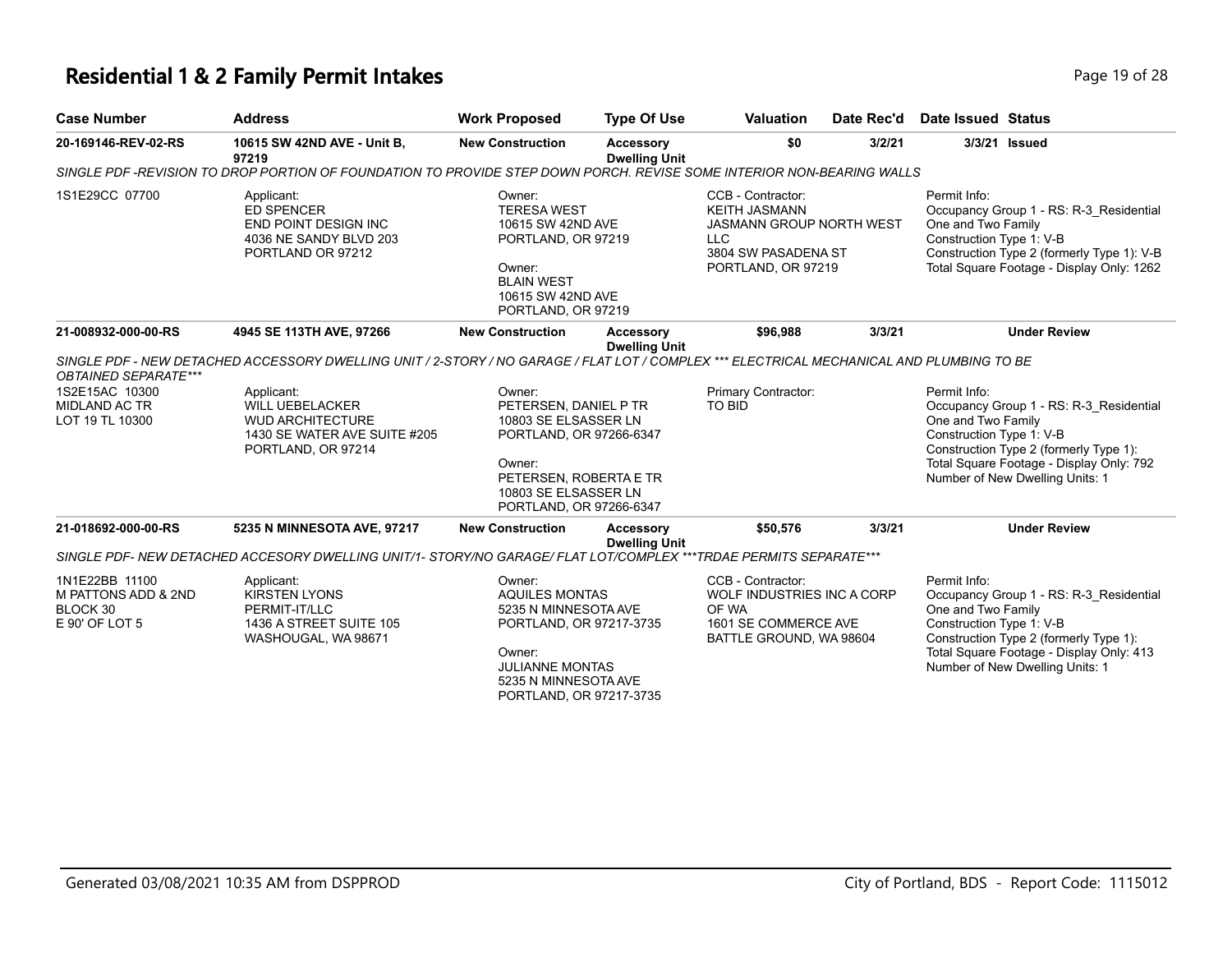# Residential 1 & 2 Family Permit Intakes

| Case Number | Address | Work Proposed | Type Of Use | Valuation | Date Rec'd | Date Issued | Status |
|---|---|---|---|---|---|---|---|
| 20-169146-REV-02-RS | 10615 SW 42ND AVE - Unit B, 97219 | New Construction | Accessory Dwelling Unit | $0 | 3/2/21 | 3/3/21 | Issued |

*SINGLE PDF -REVISION TO DROP PORTION OF FOUNDATION TO PROVIDE STEP DOWN PORCH. REVISE SOME INTERIOR NON-BEARING WALLS*

1S1E29CC 07700

Applicant:
ED SPENCER
END POINT DESIGN INC
4036 NE SANDY BLVD 203
PORTLAND OR 97212

Owner:
TERESA WEST
10615 SW 42ND AVE
PORTLAND, OR 97219

Owner:
BLAIN WEST
10615 SW 42ND AVE
PORTLAND, OR 97219

CCB - Contractor:
KEITH JASMANN
JASMANN GROUP NORTH WEST LLC
3804 SW PASADENA ST
PORTLAND, OR 97219

Permit Info:
Occupancy Group 1 - RS: R-3_Residential One and Two Family
Construction Type 1: V-B
Construction Type 2 (formerly Type 1): V-B
Total Square Footage - Display Only: 1262

| Case Number | Address | Work Proposed | Type Of Use | Valuation | Date Rec'd | Date Issued | Status |
|---|---|---|---|---|---|---|---|
| 21-008932-000-00-RS | 4945 SE 113TH AVE, 97266 | New Construction | Accessory Dwelling Unit | $96,988 | 3/3/21 | | Under Review |

*SINGLE PDF - NEW DETACHED ACCESSORY DWELLING UNIT / 2-STORY / NO GARAGE / FLAT LOT / COMPLEX *** ELECTRICAL MECHANICAL AND PLUMBING TO BE OBTAINED SEPARATE****

1S2E15AC 10300
MIDLAND AC TR
LOT 19 TL 10300

Applicant:
WILL UEBELACKER
WUD ARCHITECTURE
1430 SE WATER AVE SUITE #205
PORTLAND, OR 97214

Owner:
PETERSEN, DANIEL P TR
10803 SE ELSASSER LN
PORTLAND, OR 97266-6347

Owner:
PETERSEN, ROBERTA E TR
10803 SE ELSASSER LN
PORTLAND, OR 97266-6347

Primary Contractor:
TO BID

Permit Info:
Occupancy Group 1 - RS: R-3_Residential One and Two Family
Construction Type 1: V-B
Construction Type 2 (formerly Type 1):
Total Square Footage - Display Only: 792
Number of New Dwelling Units: 1

| Case Number | Address | Work Proposed | Type Of Use | Valuation | Date Rec'd | Date Issued | Status |
|---|---|---|---|---|---|---|---|
| 21-018692-000-00-RS | 5235 N MINNESOTA AVE, 97217 | New Construction | Accessory Dwelling Unit | $50,576 | 3/3/21 | | Under Review |

*SINGLE PDF- NEW DETACHED ACCESORY DWELLING UNIT/1- STORY/NO GARAGE/ FLAT LOT/COMPLEX ***TRDAE PERMITS SEPARATE****

1N1E22BB 11100
M PATTONS ADD & 2ND
BLOCK 30
E 90' OF LOT 5

Applicant:
KIRSTEN LYONS
PERMIT-IT/LLC
1436 A STREET SUITE 105
WASHOUGAL, WA 98671

Owner:
AQUILES MONTAS
5235 N MINNESOTA AVE
PORTLAND, OR 97217-3735

Owner:
JULIANNE MONTAS
5235 N MINNESOTA AVE
PORTLAND, OR 97217-3735

CCB - Contractor:
WOLF INDUSTRIES INC A CORP OF WA
1601 SE COMMERCE AVE
BATTLE GROUND, WA 98604

Permit Info:
Occupancy Group 1 - RS: R-3_Residential One and Two Family
Construction Type 1: V-B
Construction Type 2 (formerly Type 1):
Total Square Footage - Display Only: 413
Number of New Dwelling Units: 1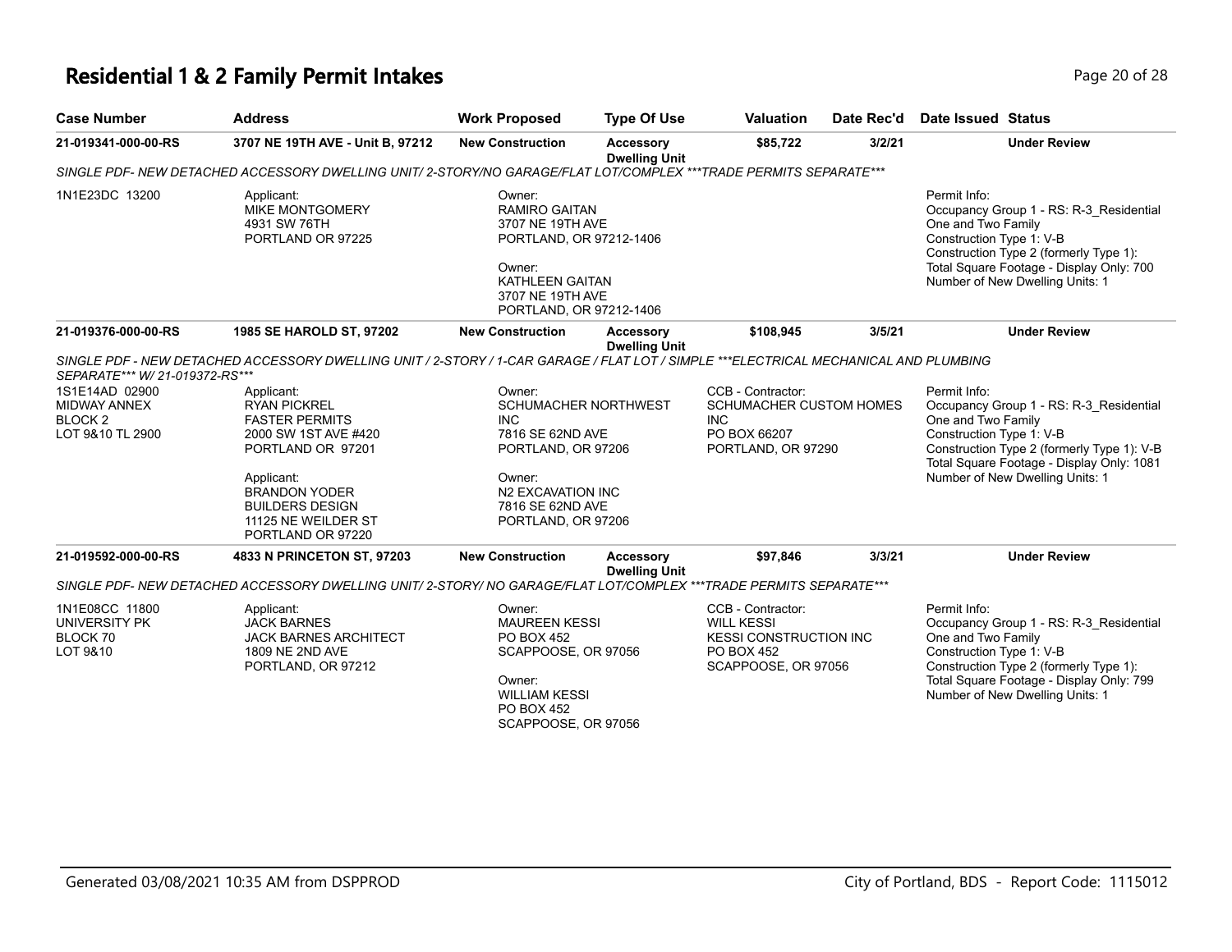# Residential 1 & 2 Family Permit Intakes

| Case Number | Address | Work Proposed | Type Of Use | Valuation | Date Rec'd | Date Issued | Status |
|---|---|---|---|---|---|---|---|
| 21-019341-000-00-RS | 3707 NE 19TH AVE - Unit B, 97212 | New Construction | Accessory Dwelling Unit | $85,722 | 3/2/21 | | Under Review |

*SINGLE PDF- NEW DETACHED ACCESSORY DWELLING UNIT/ 2-STORY/NO GARAGE/FLAT LOT/COMPLEX ***TRADE PERMITS SEPARATE****

1N1E23DC 13200

Applicant:
MIKE MONTGOMERY
4931 SW 76TH
PORTLAND OR 97225

Owner:
RAMIRO GAITAN
3707 NE 19TH AVE
PORTLAND, OR 97212-1406

Owner:
KATHLEEN GAITAN
3707 NE 19TH AVE
PORTLAND, OR 97212-1406

Permit Info:
Occupancy Group 1 - RS: R-3_Residential One and Two Family
Construction Type 1: V-B
Construction Type 2 (formerly Type 1):
Total Square Footage - Display Only: 700
Number of New Dwelling Units: 1

| Case Number | Address | Work Proposed | Type Of Use | Valuation | Date Rec'd | Date Issued | Status |
|---|---|---|---|---|---|---|---|
| 21-019376-000-00-RS | 1985 SE HAROLD ST, 97202 | New Construction | Accessory Dwelling Unit | $108,945 | 3/5/21 | | Under Review |

*SINGLE PDF - NEW DETACHED ACCESSORY DWELLING UNIT / 2-STORY / 1-CAR GARAGE / FLAT LOT / SIMPLE ***ELECTRICAL MECHANICAL AND PLUMBING SEPARATE*** W/ 21-019372-RS****

1S1E14AD 02900
MIDWAY ANNEX
BLOCK 2
LOT 9&10 TL 2900

Applicant:
RYAN PICKREL
FASTER PERMITS
2000 SW 1ST AVE #420
PORTLAND OR 97201

Applicant:
BRANDON YODER
BUILDERS DESIGN
11125 NE WEILDER ST
PORTLAND OR 97220

Owner:
SCHUMACHER NORTHWEST INC
7816 SE 62ND AVE
PORTLAND, OR 97206

Owner:
N2 EXCAVATION INC
7816 SE 62ND AVE
PORTLAND, OR 97206

CCB - Contractor:
SCHUMACHER CUSTOM HOMES INC
PO BOX 66207
PORTLAND, OR 97290

Permit Info:
Occupancy Group 1 - RS: R-3_Residential One and Two Family
Construction Type 1: V-B
Construction Type 2 (formerly Type 1): V-B
Total Square Footage - Display Only: 1081
Number of New Dwelling Units: 1

| Case Number | Address | Work Proposed | Type Of Use | Valuation | Date Rec'd | Date Issued | Status |
|---|---|---|---|---|---|---|---|
| 21-019592-000-00-RS | 4833 N PRINCETON ST, 97203 | New Construction | Accessory Dwelling Unit | $97,846 | 3/3/21 | | Under Review |

*SINGLE PDF- NEW DETACHED ACCESSORY DWELLING UNIT/ 2-STORY/ NO GARAGE/FLAT LOT/COMPLEX ***TRADE PERMITS SEPARATE****

1N1E08CC 11800
UNIVERSITY PK
BLOCK 70
LOT 9&10

Applicant:
JACK BARNES
JACK BARNES ARCHITECT
1809 NE 2ND AVE
PORTLAND, OR 97212

Owner:
MAUREEN KESSI
PO BOX 452
SCAPPOOSE, OR 97056

Owner:
WILLIAM KESSI
PO BOX 452
SCAPPOOSE, OR 97056

CCB - Contractor:
WILL KESSI
KESSI CONSTRUCTION INC
PO BOX 452
SCAPPOOSE, OR 97056

Permit Info:
Occupancy Group 1 - RS: R-3_Residential One and Two Family
Construction Type 1: V-B
Construction Type 2 (formerly Type 1):
Total Square Footage - Display Only: 799
Number of New Dwelling Units: 1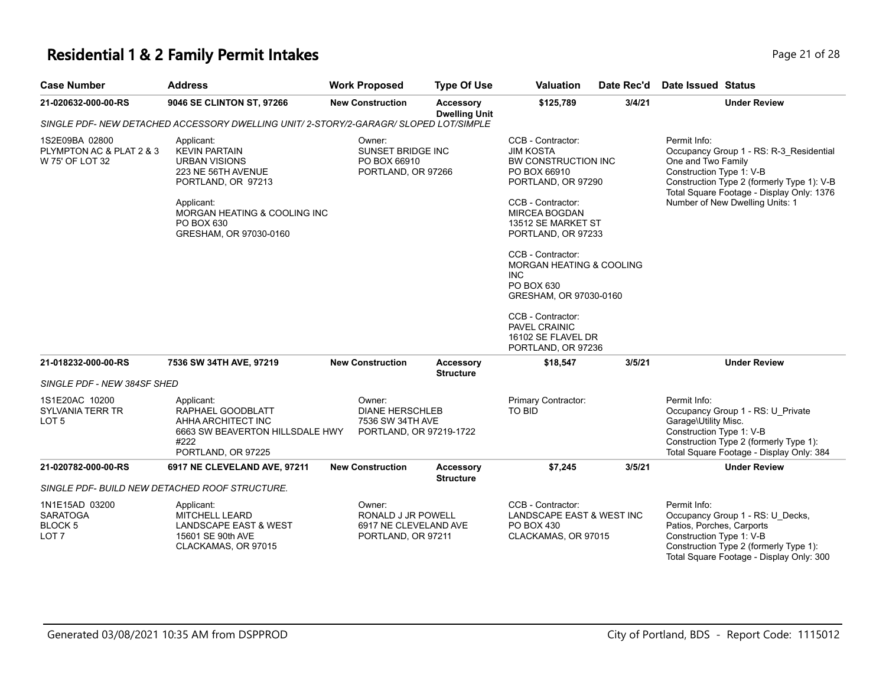# Residential 1 & 2 Family Permit Intakes

| Case Number | Address | Work Proposed | Type Of Use | Valuation | Date Rec'd | Date Issued | Status |
|---|---|---|---|---|---|---|---|
| 21-020632-000-00-RS | 9046 SE CLINTON ST, 97266 | New Construction | Accessory Dwelling Unit | $125,789 | 3/4/21 | | Under Review |

*SINGLE PDF- NEW DETACHED ACCESSORY DWELLING UNIT/ 2-STORY/2-GARAGR/ SLOPED LOT/SIMPLE*

1S2E09BA 02800
PLYMPTON AC & PLAT 2 & 3
W 75' OF LOT 32

Applicant:
KEVIN PARTAIN
URBAN VISIONS
223 NE 56TH AVENUE
PORTLAND, OR 97213

Applicant:
MORGAN HEATING & COOLING INC
PO BOX 630
GRESHAM, OR 97030-0160

Owner:
SUNSET BRIDGE INC
PO BOX 66910
PORTLAND, OR 97266

CCB - Contractor:
JIM KOSTA
BW CONSTRUCTION INC
PO BOX 66910
PORTLAND, OR 97290

CCB - Contractor:
MIRCEA BOGDAN
13512 SE MARKET ST
PORTLAND, OR 97233

CCB - Contractor:
MORGAN HEATING & COOLING INC
PO BOX 630
GRESHAM, OR 97030-0160

CCB - Contractor:
PAVEL CRAINIC
16102 SE FLAVEL DR
PORTLAND, OR 97236

Permit Info:
Occupancy Group 1 - RS: R-3_Residential One and Two Family
Construction Type 1: V-B
Construction Type 2 (formerly Type 1): V-B
Total Square Footage - Display Only: 1376
Number of New Dwelling Units: 1

| Case Number | Address | Work Proposed | Type Of Use | Valuation | Date Rec'd | Date Issued | Status |
|---|---|---|---|---|---|---|---|
| 21-018232-000-00-RS | 7536 SW 34TH AVE, 97219 | New Construction | Accessory Structure | $18,547 | 3/5/21 | | Under Review |

*SINGLE PDF - NEW 384SF SHED*

1S1E20AC 10200
SYLVANIA TERR TR
LOT 5

Applicant:
RAPHAEL GOODBLATT
AHHA ARCHITECT INC
6663 SW BEAVERTON HILLSDALE HWY #222
PORTLAND, OR 97225

Owner:
DIANE HERSCHLEB
7536 SW 34TH AVE
PORTLAND, OR 97219-1722

Primary Contractor:
TO BID

Permit Info:
Occupancy Group 1 - RS: U_Private Garage\Utility Misc.
Construction Type 1: V-B
Construction Type 2 (formerly Type 1):
Total Square Footage - Display Only: 384

| Case Number | Address | Work Proposed | Type Of Use | Valuation | Date Rec'd | Date Issued | Status |
|---|---|---|---|---|---|---|---|
| 21-020782-000-00-RS | 6917 NE CLEVELAND AVE, 97211 | New Construction | Accessory Structure | $7,245 | 3/5/21 | | Under Review |

*SINGLE PDF- BUILD NEW DETACHED ROOF STRUCTURE.*

1N1E15AD 03200
SARATOGA
BLOCK 5
LOT 7

Applicant:
MITCHELL LEARD
LANDSCAPE EAST & WEST
15601 SE 90th AVE
CLACKAMAS, OR 97015

Owner:
RONALD J JR POWELL
6917 NE CLEVELAND AVE
PORTLAND, OR 97211

CCB - Contractor:
LANDSCAPE EAST & WEST INC
PO BOX 430
CLACKAMAS, OR 97015

Permit Info:
Occupancy Group 1 - RS: U_Decks, Patios, Porches, Carports
Construction Type 1: V-B
Construction Type 2 (formerly Type 1):
Total Square Footage - Display Only: 300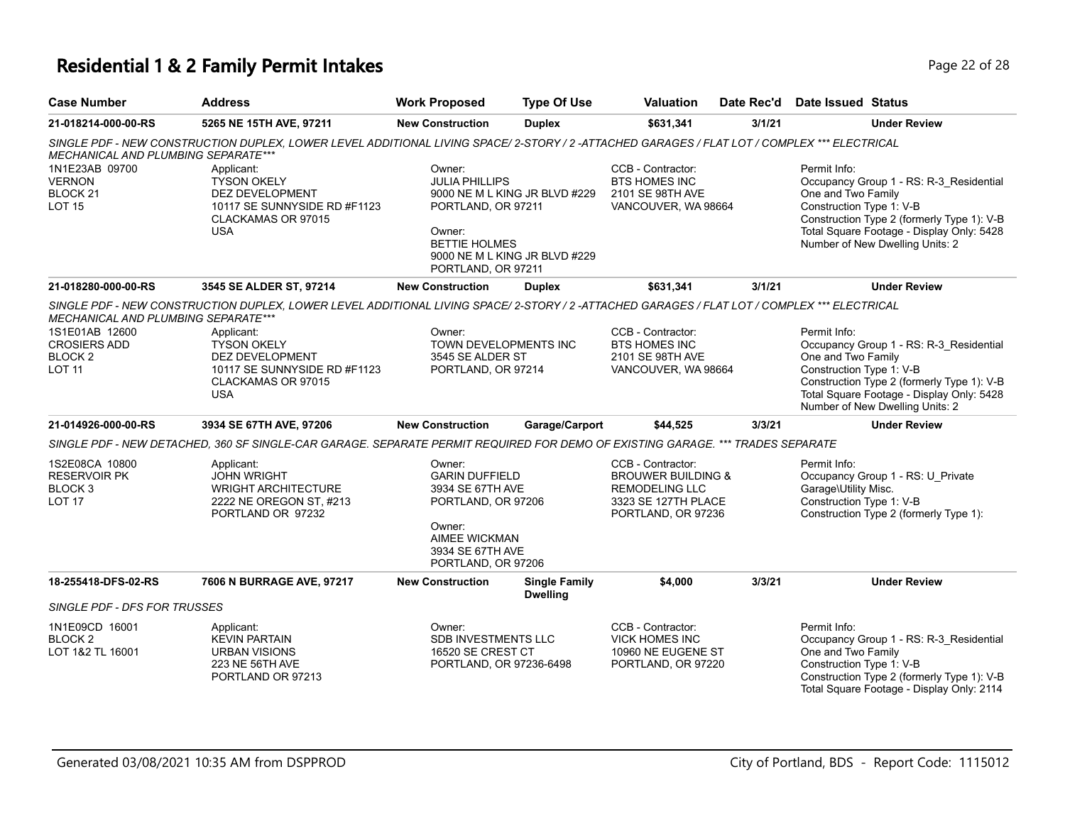# Residential 1 & 2 Family Permit Intakes

| Case Number | Address | Work Proposed | Type Of Use | Valuation | Date Rec'd | Date Issued | Status |
|---|---|---|---|---|---|---|---|
| 21-018214-000-00-RS | 5265 NE 15TH AVE, 97211 | New Construction | Duplex | $631,341 | 3/1/21 | | Under Review |

*SINGLE PDF - NEW CONSTRUCTION DUPLEX, LOWER LEVEL ADDITIONAL LIVING SPACE/ 2-STORY / 2 -ATTACHED GARAGES / FLAT LOT / COMPLEX *** ELECTRICAL MECHANICAL AND PLUMBING SEPARATE****

1N1E23AB 09700
VERNON
BLOCK 21
LOT 15

Applicant:
TYSON OKELY
DEZ DEVELOPMENT
10117 SE SUNNYSIDE RD #F1123
CLACKAMAS OR 97015
USA

Owner:
JULIA PHILLIPS
9000 NE M L KING JR BLVD #229
PORTLAND, OR 97211

Owner:
BETTIE HOLMES
9000 NE M L KING JR BLVD #229
PORTLAND, OR 97211

CCB - Contractor:
BTS HOMES INC
2101 SE 98TH AVE
VANCOUVER, WA 98664

Permit Info:
Occupancy Group 1 - RS: R-3_Residential One and Two Family
Construction Type 1: V-B
Construction Type 2 (formerly Type 1): V-B
Total Square Footage - Display Only: 5428
Number of New Dwelling Units: 2

| Case Number | Address | Work Proposed | Type Of Use | Valuation | Date Rec'd | Date Issued | Status |
|---|---|---|---|---|---|---|---|
| 21-018280-000-00-RS | 3545 SE ALDER ST, 97214 | New Construction | Duplex | $631,341 | 3/1/21 | | Under Review |

*SINGLE PDF - NEW CONSTRUCTION DUPLEX, LOWER LEVEL ADDITIONAL LIVING SPACE/ 2-STORY / 2 -ATTACHED GARAGES / FLAT LOT / COMPLEX *** ELECTRICAL MECHANICAL AND PLUMBING SEPARATE****

1S1E01AB 12600
CROSIERS ADD
BLOCK 2
LOT 11

Applicant:
TYSON OKELY
DEZ DEVELOPMENT
10117 SE SUNNYSIDE RD #F1123
CLACKAMAS OR 97015
USA

Owner:
TOWN DEVELOPMENTS INC
3545 SE ALDER ST
PORTLAND, OR 97214

CCB - Contractor:
BTS HOMES INC
2101 SE 98TH AVE
VANCOUVER, WA 98664

Permit Info:
Occupancy Group 1 - RS: R-3_Residential One and Two Family
Construction Type 1: V-B
Construction Type 2 (formerly Type 1): V-B
Total Square Footage - Display Only: 5428
Number of New Dwelling Units: 2

| Case Number | Address | Work Proposed | Type Of Use | Valuation | Date Rec'd | Date Issued | Status |
|---|---|---|---|---|---|---|---|
| 21-014926-000-00-RS | 3934 SE 67TH AVE, 97206 | New Construction | Garage/Carport | $44,525 | 3/3/21 | | Under Review |

*SINGLE PDF - NEW DETACHED, 360 SF SINGLE-CAR GARAGE. SEPARATE PERMIT REQUIRED FOR DEMO OF EXISTING GARAGE. *** TRADES SEPARATE*

1S2E08CA 10800
RESERVOIR PK
BLOCK 3
LOT 17

Applicant:
JOHN WRIGHT
WRIGHT ARCHITECTURE
2222 NE OREGON ST, #213
PORTLAND OR 97232

Owner:
GARIN DUFFIELD
3934 SE 67TH AVE
PORTLAND, OR 97206

Owner:
AIMEE WICKMAN
3934 SE 67TH AVE
PORTLAND, OR 97206

CCB - Contractor:
BROUWER BUILDING & REMODELING LLC
3323 SE 127TH PLACE
PORTLAND, OR 97236

Permit Info:
Occupancy Group 1 - RS: U_Private Garage\Utility Misc.
Construction Type 1: V-B
Construction Type 2 (formerly Type 1):

| Case Number | Address | Work Proposed | Type Of Use | Valuation | Date Rec'd | Date Issued | Status |
|---|---|---|---|---|---|---|---|
| 18-255418-DFS-02-RS | 7606 N BURRAGE AVE, 97217 | New Construction | Single Family Dwelling | $4,000 | 3/3/21 | | Under Review |

*SINGLE PDF - DFS FOR TRUSSES*

1N1E09CD 16001
BLOCK 2
LOT 1&2 TL 16001

Applicant:
KEVIN PARTAIN
URBAN VISIONS
223 NE 56TH AVE
PORTLAND OR 97213

Owner:
SDB INVESTMENTS LLC
16520 SE CREST CT
PORTLAND, OR 97236-6498

CCB - Contractor:
VICK HOMES INC
10960 NE EUGENE ST
PORTLAND, OR 97220

Permit Info:
Occupancy Group 1 - RS: R-3_Residential One and Two Family
Construction Type 1: V-B
Construction Type 2 (formerly Type 1): V-B
Total Square Footage - Display Only: 2114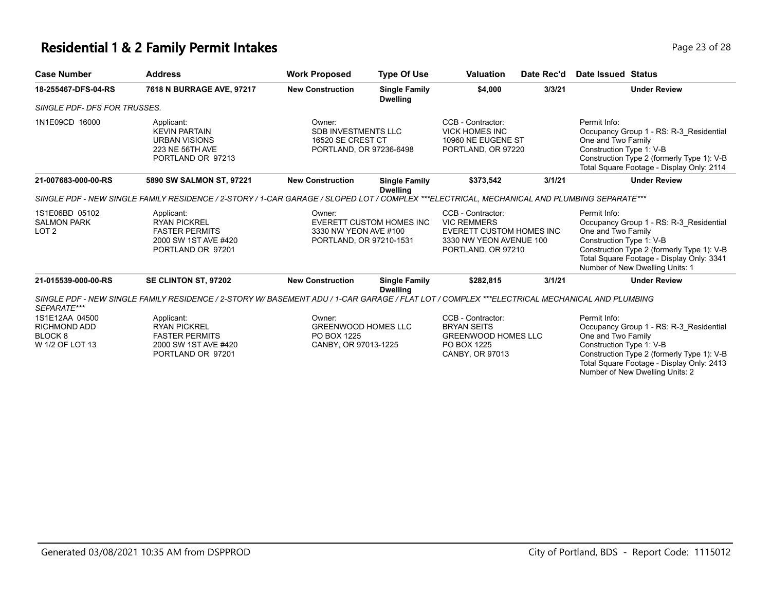# Residential 1 & 2 Family Permit Intakes

| Case Number | Address | Work Proposed | Type Of Use | Valuation | Date Rec'd | Date Issued | Status |
|---|---|---|---|---|---|---|---|
| **18-255467-DFS-04-RS** | **7618 N BURRAGE AVE, 97217** | **New Construction** | **Single Family Dwelling** | **$4,000** | **3/3/21** | | **Under Review** |

*SINGLE PDF- DFS FOR TRUSSES.*

1N1E09CD 16000

Applicant:
KEVIN PARTAIN
URBAN VISIONS
223 NE 56TH AVE
PORTLAND OR 97213

Owner:
SDB INVESTMENTS LLC
16520 SE CREST CT
PORTLAND, OR 97236-6498

CCB - Contractor:
VICK HOMES INC
10960 NE EUGENE ST
PORTLAND, OR 97220

Permit Info:
Occupancy Group 1 - RS: R-3_Residential One and Two Family
Construction Type 1: V-B
Construction Type 2 (formerly Type 1): V-B
Total Square Footage - Display Only: 2114

| Case Number | Address | Work Proposed | Type Of Use | Valuation | Date Rec'd | Date Issued | Status |
|---|---|---|---|---|---|---|---|
| **21-007683-000-00-RS** | **5890 SW SALMON ST, 97221** | **New Construction** | **Single Family Dwelling** | **$373,542** | **3/1/21** | | **Under Review** |

*SINGLE PDF - NEW SINGLE FAMILY RESIDENCE / 2-STORY / 1-CAR GARAGE / SLOPED LOT / COMPLEX ***ELECTRICAL, MECHANICAL AND PLUMBING SEPARATE****

1S1E06BD 05102
SALMON PARK
LOT 2

Applicant:
RYAN PICKREL
FASTER PERMITS
2000 SW 1ST AVE #420
PORTLAND OR 97201

Owner:
EVERETT CUSTOM HOMES INC
3330 NW YEON AVE #100
PORTLAND, OR 97210-1531

CCB - Contractor:
VIC REMMERS
EVERETT CUSTOM HOMES INC
3330 NW YEON AVENUE 100
PORTLAND, OR 97210

Permit Info:
Occupancy Group 1 - RS: R-3_Residential One and Two Family
Construction Type 1: V-B
Construction Type 2 (formerly Type 1): V-B
Total Square Footage - Display Only: 3341
Number of New Dwelling Units: 1

| Case Number | Address | Work Proposed | Type Of Use | Valuation | Date Rec'd | Date Issued | Status |
|---|---|---|---|---|---|---|---|
| **21-015539-000-00-RS** | **SE CLINTON ST, 97202** | **New Construction** | **Single Family Dwelling** | **$282,815** | **3/1/21** | | **Under Review** |

*SINGLE PDF - NEW SINGLE FAMILY RESIDENCE / 2-STORY W/ BASEMENT ADU / 1-CAR GARAGE / FLAT LOT / COMPLEX ***ELECTRICAL MECHANICAL AND PLUMBING SEPARATE****

1S1E12AA 04500
RICHMOND ADD
BLOCK 8
W 1/2 OF LOT 13

Applicant:
RYAN PICKREL
FASTER PERMITS
2000 SW 1ST AVE #420
PORTLAND OR 97201

Owner:
GREENWOOD HOMES LLC
PO BOX 1225
CANBY, OR 97013-1225

CCB - Contractor:
BRYAN SEITS
GREENWOOD HOMES LLC
PO BOX 1225
CANBY, OR 97013

Permit Info:
Occupancy Group 1 - RS: R-3_Residential One and Two Family
Construction Type 1: V-B
Construction Type 2 (formerly Type 1): V-B
Total Square Footage - Display Only: 2413
Number of New Dwelling Units: 2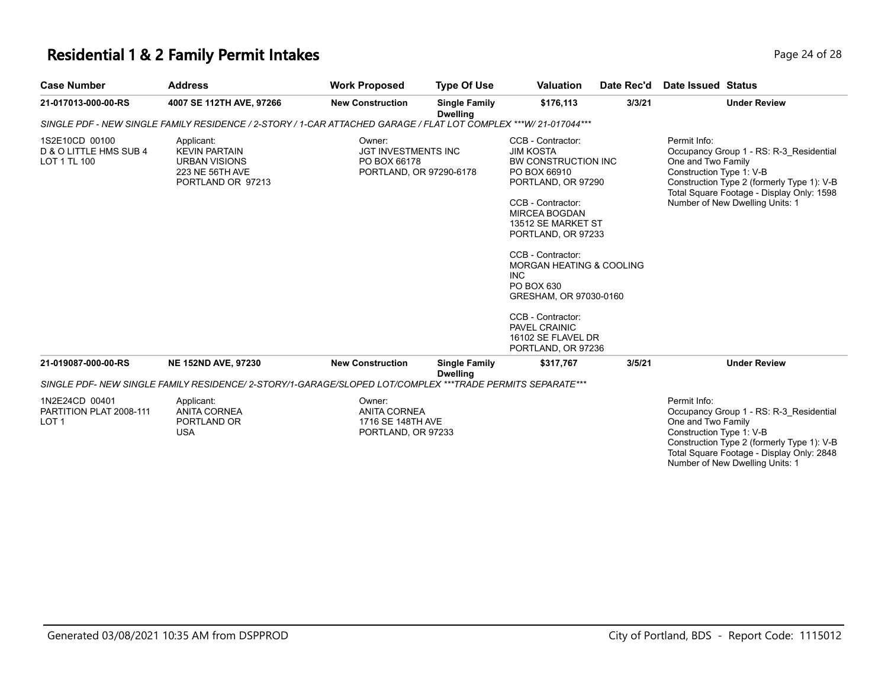# Residential 1 & 2 Family Permit Intakes

| Case Number | Address | Work Proposed | Type Of Use | Valuation | Date Rec'd | Date Issued | Status |
|---|---|---|---|---|---|---|---|
| 21-017013-000-00-RS | 4007 SE 112TH AVE, 97266 | New Construction | Single Family Dwelling | $176,113 | 3/3/21 | | Under Review |

*SINGLE PDF - NEW SINGLE FAMILY RESIDENCE / 2-STORY / 1-CAR ATTACHED GARAGE / FLAT LOT COMPLEX ***W/ 21-017044****

1S2E10CD 00100
D & O LITTLE HMS SUB 4
LOT 1 TL 100

Applicant:
KEVIN PARTAIN
URBAN VISIONS
223 NE 56TH AVE
PORTLAND OR 97213

Owner:
JGT INVESTMENTS INC
PO BOX 66178
PORTLAND, OR 97290-6178

CCB - Contractor:
JIM KOSTA
BW CONSTRUCTION INC
PO BOX 66910
PORTLAND, OR 97290

CCB - Contractor:
MIRCEA BOGDAN
13512 SE MARKET ST
PORTLAND, OR 97233

CCB - Contractor:
MORGAN HEATING & COOLING INC
PO BOX 630
GRESHAM, OR 97030-0160

CCB - Contractor:
PAVEL CRAINIC
16102 SE FLAVEL DR
PORTLAND, OR 97236

Permit Info:
Occupancy Group 1 - RS: R-3_Residential One and Two Family
Construction Type 1: V-B
Construction Type 2 (formerly Type 1): V-B
Total Square Footage - Display Only: 1598
Number of New Dwelling Units: 1

| Case Number | Address | Work Proposed | Type Of Use | Valuation | Date Rec'd | Date Issued | Status |
|---|---|---|---|---|---|---|---|
| 21-019087-000-00-RS | NE 152ND AVE, 97230 | New Construction | Single Family Dwelling | $317,767 | 3/5/21 | | Under Review |

*SINGLE PDF- NEW SINGLE FAMILY RESIDENCE/ 2-STORY/1-GARAGE/SLOPED LOT/COMPLEX ***TRADE PERMITS SEPARATE****

1N2E24CD 00401
PARTITION PLAT 2008-111
LOT 1

Applicant:
ANITA CORNEA
PORTLAND OR
USA

Owner:
ANITA CORNEA
1716 SE 148TH AVE
PORTLAND, OR 97233

Permit Info:
Occupancy Group 1 - RS: R-3_Residential One and Two Family
Construction Type 1: V-B
Construction Type 2 (formerly Type 1): V-B
Total Square Footage - Display Only: 2848
Number of New Dwelling Units: 1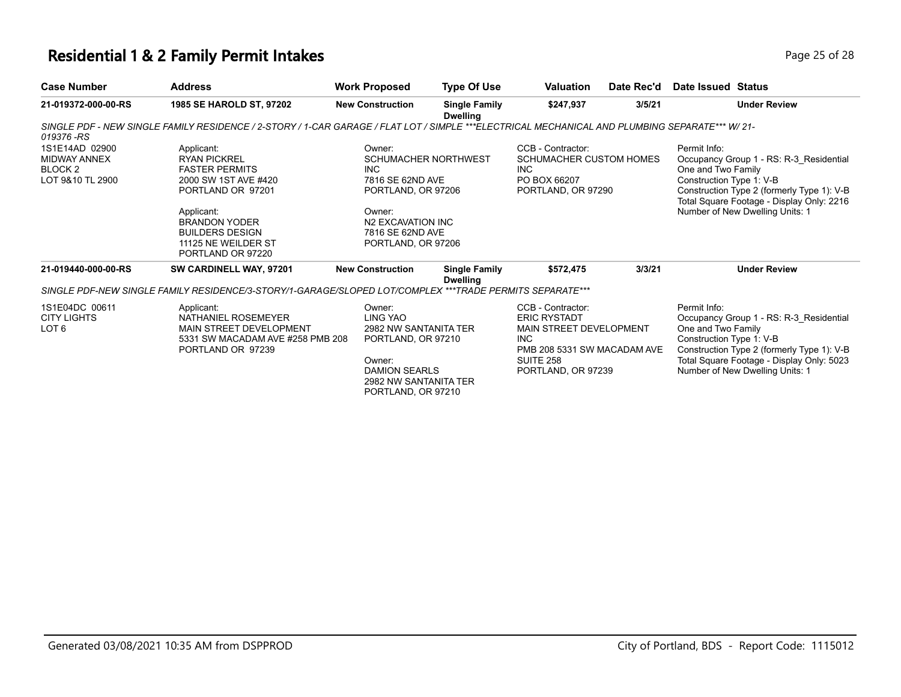# Residential 1 & 2 Family Permit Intakes

| Case Number | Address | Work Proposed | Type Of Use | Valuation | Date Rec'd | Date Issued | Status |
|---|---|---|---|---|---|---|---|
| 21-019372-000-00-RS | 1985 SE HAROLD ST, 97202 | New Construction | Single Family Dwelling | $247,937 | 3/5/21 | | Under Review |

*SINGLE PDF - NEW SINGLE FAMILY RESIDENCE / 2-STORY / 1-CAR GARAGE / FLAT LOT / SIMPLE ***ELECTRICAL MECHANICAL AND PLUMBING SEPARATE*** W/ 21-019376 -RS*

1S1E14AD 02900
MIDWAY ANNEX
BLOCK 2
LOT 9&10 TL 2900

Applicant:
RYAN PICKREL
FASTER PERMITS
2000 SW 1ST AVE #420
PORTLAND OR 97201

Applicant:
BRANDON YODER
BUILDERS DESIGN
11125 NE WEILDER ST
PORTLAND OR 97220

Owner:
SCHUMACHER NORTHWEST INC
7816 SE 62ND AVE
PORTLAND, OR 97206

Owner:
N2 EXCAVATION INC
7816 SE 62ND AVE
PORTLAND, OR 97206

CCB - Contractor:
SCHUMACHER CUSTOM HOMES INC
PO BOX 66207
PORTLAND, OR 97290

Permit Info:
Occupancy Group 1 - RS: R-3_Residential One and Two Family
Construction Type 1: V-B
Construction Type 2 (formerly Type 1): V-B
Total Square Footage - Display Only: 2216
Number of New Dwelling Units: 1

| Case Number | Address | Work Proposed | Type Of Use | Valuation | Date Rec'd | Date Issued | Status |
|---|---|---|---|---|---|---|---|
| 21-019440-000-00-RS | SW CARDINELL WAY, 97201 | New Construction | Single Family Dwelling | $572,475 | 3/3/21 | | Under Review |

*SINGLE PDF-NEW SINGLE FAMILY RESIDENCE/3-STORY/1-GARAGE/SLOPED LOT/COMPLEX ***TRADE PERMITS SEPARATE****

1S1E04DC 00611
CITY LIGHTS
LOT 6

Applicant:
NATHANIEL ROSEMEYER
MAIN STREET DEVELOPMENT
5331 SW MACADAM AVE #258 PMB 208
PORTLAND OR 97239

Owner:
LING YAO
2982 NW SANTANITA TER
PORTLAND, OR 97210

Owner:
DAMION SEARLS
2982 NW SANTANITA TER
PORTLAND, OR 97210

CCB - Contractor:
ERIC RYSTADT
MAIN STREET DEVELOPMENT INC
PMB 208 5331 SW MACADAM AVE SUITE 258
PORTLAND, OR 97239

Permit Info:
Occupancy Group 1 - RS: R-3_Residential One and Two Family
Construction Type 1: V-B
Construction Type 2 (formerly Type 1): V-B
Total Square Footage - Display Only: 5023
Number of New Dwelling Units: 1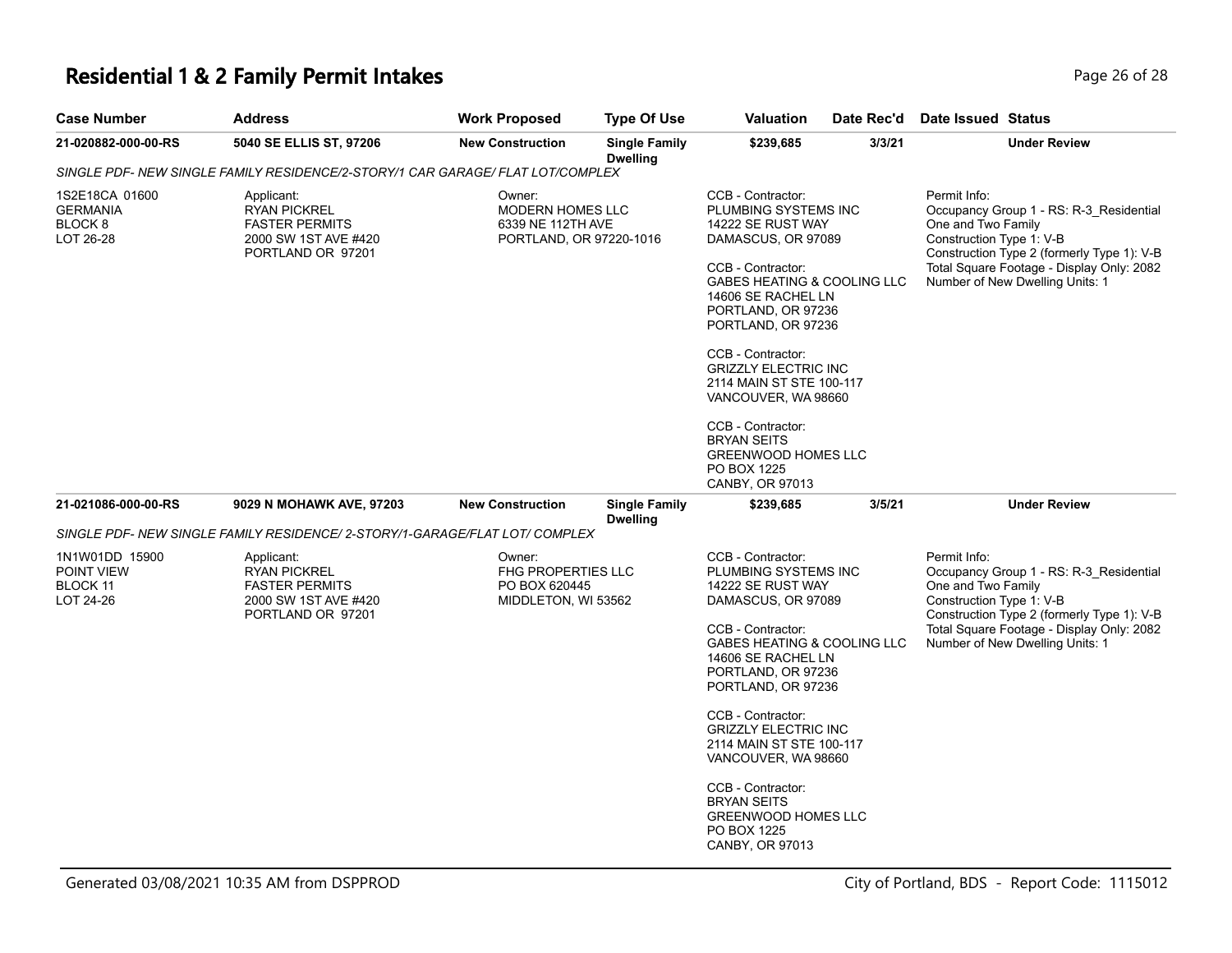# Residential 1 & 2 Family Permit Intakes

| Case Number | Address | Work Proposed | Type Of Use | Valuation | Date Rec'd | Date Issued | Status |
|---|---|---|---|---|---|---|---|
| **21-020882-000-00-RS** | **5040 SE ELLIS ST, 97206** | **New Construction** | **Single Family Dwelling** | **$239,685** | **3/3/21** | | **Under Review** |

*SINGLE PDF- NEW SINGLE FAMILY RESIDENCE/2-STORY/1 CAR GARAGE/ FLAT LOT/COMPLEX*

1S2E18CA 01600
GERMANIA
BLOCK 8
LOT 26-28

Applicant:
RYAN PICKREL
FASTER PERMITS
2000 SW 1ST AVE #420
PORTLAND OR 97201

Owner:
MODERN HOMES LLC
6339 NE 112TH AVE
PORTLAND, OR 97220-1016

CCB - Contractor:
PLUMBING SYSTEMS INC
14222 SE RUST WAY
DAMASCUS, OR 97089

CCB - Contractor:
GABES HEATING & COOLING LLC
14606 SE RACHEL LN
PORTLAND, OR 97236
PORTLAND, OR 97236

CCB - Contractor:
GRIZZLY ELECTRIC INC
2114 MAIN ST STE 100-117
VANCOUVER, WA 98660

CCB - Contractor:
BRYAN SEITS
GREENWOOD HOMES LLC
PO BOX 1225
CANBY, OR 97013

Permit Info:
Occupancy Group 1 - RS: R-3_Residential One and Two Family
Construction Type 1: V-B
Construction Type 2 (formerly Type 1): V-B
Total Square Footage - Display Only: 2082
Number of New Dwelling Units: 1

| Case Number | Address | Work Proposed | Type Of Use | Valuation | Date Rec'd | Date Issued | Status |
|---|---|---|---|---|---|---|---|
| **21-021086-000-00-RS** | **9029 N MOHAWK AVE, 97203** | **New Construction** | **Single Family Dwelling** | **$239,685** | **3/5/21** | | **Under Review** |

*SINGLE PDF- NEW SINGLE FAMILY RESIDENCE/ 2-STORY/1-GARAGE/FLAT LOT/ COMPLEX*

1N1W01DD 15900
POINT VIEW
BLOCK 11
LOT 24-26

Applicant:
RYAN PICKREL
FASTER PERMITS
2000 SW 1ST AVE #420
PORTLAND OR 97201

Owner:
FHG PROPERTIES LLC
PO BOX 620445
MIDDLETON, WI 53562

CCB - Contractor:
PLUMBING SYSTEMS INC
14222 SE RUST WAY
DAMASCUS, OR 97089

CCB - Contractor:
GABES HEATING & COOLING LLC
14606 SE RACHEL LN
PORTLAND, OR 97236
PORTLAND, OR 97236

CCB - Contractor:
GRIZZLY ELECTRIC INC
2114 MAIN ST STE 100-117
VANCOUVER, WA 98660

CCB - Contractor:
BRYAN SEITS
GREENWOOD HOMES LLC
PO BOX 1225
CANBY, OR 97013

Permit Info:
Occupancy Group 1 - RS: R-3_Residential One and Two Family
Construction Type 1: V-B
Construction Type 2 (formerly Type 1): V-B
Total Square Footage - Display Only: 2082
Number of New Dwelling Units: 1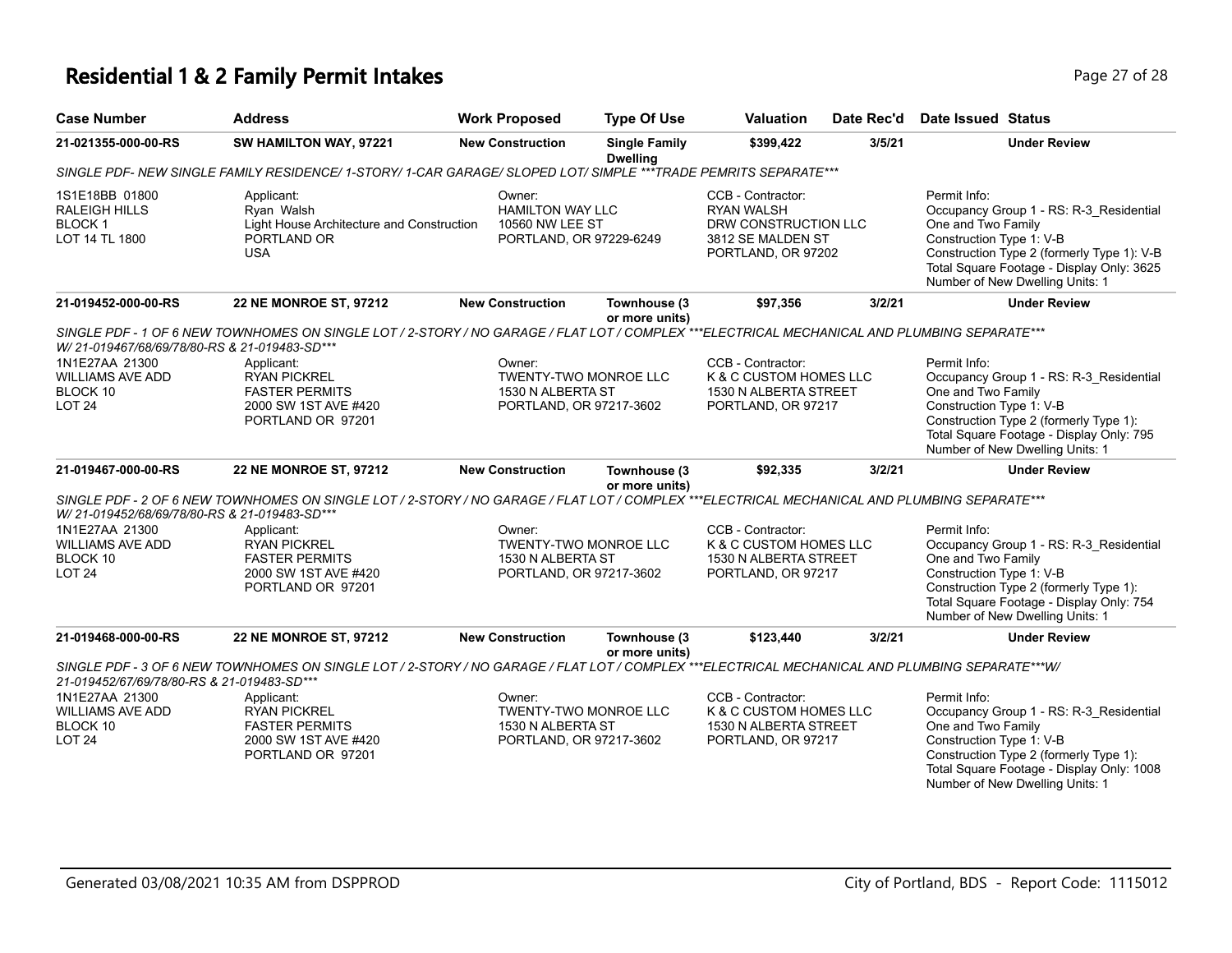# Residential 1 & 2 Family Permit Intakes

| Case Number | Address | Work Proposed | Type Of Use | Valuation | Date Rec'd | Date Issued | Status |
|---|---|---|---|---|---|---|---|
| 21-021355-000-00-RS | SW HAMILTON WAY, 97221 | New Construction | Single Family Dwelling | $399,422 | 3/5/21 | | Under Review |

*SINGLE PDF- NEW SINGLE FAMILY RESIDENCE/ 1-STORY/ 1-CAR GARAGE/ SLOPED LOT/ SIMPLE ***TRADE PEMRITS SEPARATE****

1S1E18BB 01800
RALEIGH HILLS
BLOCK 1
LOT 14 TL 1800

Applicant:
Ryan Walsh
Light House Architecture and Construction
PORTLAND OR
USA

Owner:
HAMILTON WAY LLC
10560 NW LEE ST
PORTLAND, OR 97229-6249

CCB - Contractor:
RYAN WALSH
DRW CONSTRUCTION LLC
3812 SE MALDEN ST
PORTLAND, OR 97202

Permit Info:
Occupancy Group 1 - RS: R-3_Residential One and Two Family
Construction Type 1: V-B
Construction Type 2 (formerly Type 1): V-B
Total Square Footage - Display Only: 3625
Number of New Dwelling Units: 1

| Case Number | Address | Work Proposed | Type Of Use | Valuation | Date Rec'd | Date Issued | Status |
|---|---|---|---|---|---|---|---|
| 21-019452-000-00-RS | 22 NE MONROE ST, 97212 | New Construction | Townhouse (3 or more units) | $97,356 | 3/2/21 | | Under Review |

*SINGLE PDF - 1 OF 6 NEW TOWNHOMES ON SINGLE LOT / 2-STORY / NO GARAGE / FLAT LOT / COMPLEX ***ELECTRICAL MECHANICAL AND PLUMBING SEPARATE*** W/ 21-019467/68/69/78/80-RS & 21-019483-SD****

1N1E27AA 21300
WILLIAMS AVE ADD
BLOCK 10
LOT 24

Applicant:
RYAN PICKREL
FASTER PERMITS
2000 SW 1ST AVE #420
PORTLAND OR 97201

Owner:
TWENTY-TWO MONROE LLC
1530 N ALBERTA ST
PORTLAND, OR 97217-3602

CCB - Contractor:
K & C CUSTOM HOMES LLC
1530 N ALBERTA STREET
PORTLAND, OR 97217

Permit Info:
Occupancy Group 1 - RS: R-3_Residential One and Two Family
Construction Type 1: V-B
Construction Type 2 (formerly Type 1):
Total Square Footage - Display Only: 795
Number of New Dwelling Units: 1

| Case Number | Address | Work Proposed | Type Of Use | Valuation | Date Rec'd | Date Issued | Status |
|---|---|---|---|---|---|---|---|
| 21-019467-000-00-RS | 22 NE MONROE ST, 97212 | New Construction | Townhouse (3 or more units) | $92,335 | 3/2/21 | | Under Review |

*SINGLE PDF - 2 OF 6 NEW TOWNHOMES ON SINGLE LOT / 2-STORY / NO GARAGE / FLAT LOT / COMPLEX ***ELECTRICAL MECHANICAL AND PLUMBING SEPARATE*** W/ 21-019452/68/69/78/80-RS & 21-019483-SD****

1N1E27AA 21300
WILLIAMS AVE ADD
BLOCK 10
LOT 24

Applicant:
RYAN PICKREL
FASTER PERMITS
2000 SW 1ST AVE #420
PORTLAND OR 97201

Owner:
TWENTY-TWO MONROE LLC
1530 N ALBERTA ST
PORTLAND, OR 97217-3602

CCB - Contractor:
K & C CUSTOM HOMES LLC
1530 N ALBERTA STREET
PORTLAND, OR 97217

Permit Info:
Occupancy Group 1 - RS: R-3_Residential One and Two Family
Construction Type 1: V-B
Construction Type 2 (formerly Type 1):
Total Square Footage - Display Only: 754
Number of New Dwelling Units: 1

| Case Number | Address | Work Proposed | Type Of Use | Valuation | Date Rec'd | Date Issued | Status |
|---|---|---|---|---|---|---|---|
| 21-019468-000-00-RS | 22 NE MONROE ST, 97212 | New Construction | Townhouse (3 or more units) | $123,440 | 3/2/21 | | Under Review |

*SINGLE PDF - 3 OF 6 NEW TOWNHOMES ON SINGLE LOT / 2-STORY / NO GARAGE / FLAT LOT / COMPLEX ***ELECTRICAL MECHANICAL AND PLUMBING SEPARATE***W/ 21-019452/67/69/78/80-RS & 21-019483-SD****

1N1E27AA 21300
WILLIAMS AVE ADD
BLOCK 10
LOT 24

Applicant:
RYAN PICKREL
FASTER PERMITS
2000 SW 1ST AVE #420
PORTLAND OR 97201

Owner:
TWENTY-TWO MONROE LLC
1530 N ALBERTA ST
PORTLAND, OR 97217-3602

CCB - Contractor:
K & C CUSTOM HOMES LLC
1530 N ALBERTA STREET
PORTLAND, OR 97217

Permit Info:
Occupancy Group 1 - RS: R-3_Residential One and Two Family
Construction Type 1: V-B
Construction Type 2 (formerly Type 1):
Total Square Footage - Display Only: 1008
Number of New Dwelling Units: 1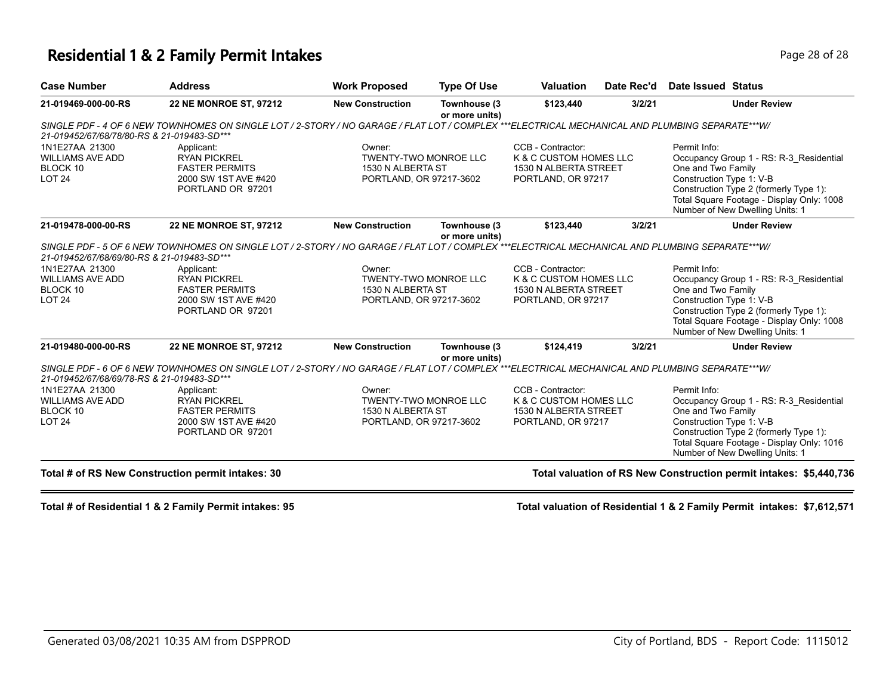# Residential 1 & 2 Family Permit Intakes

| Case Number | Address | Work Proposed | Type Of Use | Valuation | Date Rec'd | Date Issued | Status |
|---|---|---|---|---|---|---|---|
| 21-019469-000-00-RS | 22 NE MONROE ST, 97212 | New Construction | Townhouse (3 or more units) | $123,440 | 3/2/21 | | Under Review |

*SINGLE PDF - 4 OF 6 NEW TOWNHOMES ON SINGLE LOT / 2-STORY / NO GARAGE / FLAT LOT / COMPLEX ***ELECTRICAL MECHANICAL AND PLUMBING SEPARATE***W/ 21-019452/67/68/78/80-RS & 21-019483-SD****

| | | | | |
|---|---|---|---|---|
| 1N1E27AA 21300<br>WILLIAMS AVE ADD<br>BLOCK 10<br>LOT 24 | Applicant:<br>RYAN PICKREL<br>FASTER PERMITS<br>2000 SW 1ST AVE #420<br>PORTLAND OR 97201 | Owner:<br>TWENTY-TWO MONROE LLC<br>1530 N ALBERTA ST<br>PORTLAND, OR 97217-3602 | CCB - Contractor:<br>K & C CUSTOM HOMES LLC<br>1530 N ALBERTA STREET<br>PORTLAND, OR 97217 | Permit Info:<br>Occupancy Group 1 - RS: R-3_Residential One and Two Family<br>Construction Type 1: V-B<br>Construction Type 2 (formerly Type 1):<br>Total Square Footage - Display Only: 1008<br>Number of New Dwelling Units: 1 |

| Case Number | Address | Work Proposed | Type Of Use | Valuation | Date Rec'd | Date Issued | Status |
|---|---|---|---|---|---|---|---|
| 21-019478-000-00-RS | 22 NE MONROE ST, 97212 | New Construction | Townhouse (3 or more units) | $123,440 | 3/2/21 | | Under Review |

*SINGLE PDF - 5 OF 6 NEW TOWNHOMES ON SINGLE LOT / 2-STORY / NO GARAGE / FLAT LOT / COMPLEX ***ELECTRICAL MECHANICAL AND PLUMBING SEPARATE***W/ 21-019452/67/68/69/80-RS & 21-019483-SD****

| | | | | |
|---|---|---|---|---|
| 1N1E27AA 21300<br>WILLIAMS AVE ADD<br>BLOCK 10<br>LOT 24 | Applicant:<br>RYAN PICKREL<br>FASTER PERMITS<br>2000 SW 1ST AVE #420<br>PORTLAND OR 97201 | Owner:<br>TWENTY-TWO MONROE LLC<br>1530 N ALBERTA ST<br>PORTLAND, OR 97217-3602 | CCB - Contractor:<br>K & C CUSTOM HOMES LLC<br>1530 N ALBERTA STREET<br>PORTLAND, OR 97217 | Permit Info:<br>Occupancy Group 1 - RS: R-3_Residential One and Two Family<br>Construction Type 1: V-B<br>Construction Type 2 (formerly Type 1):<br>Total Square Footage - Display Only: 1008<br>Number of New Dwelling Units: 1 |

| Case Number | Address | Work Proposed | Type Of Use | Valuation | Date Rec'd | Date Issued | Status |
|---|---|---|---|---|---|---|---|
| 21-019480-000-00-RS | 22 NE MONROE ST, 97212 | New Construction | Townhouse (3 or more units) | $124,419 | 3/2/21 | | Under Review |

*SINGLE PDF - 6 OF 6 NEW TOWNHOMES ON SINGLE LOT / 2-STORY / NO GARAGE / FLAT LOT / COMPLEX ***ELECTRICAL MECHANICAL AND PLUMBING SEPARATE***W/ 21-019452/67/68/69/78-RS & 21-019483-SD****

| | | | | |
|---|---|---|---|---|
| 1N1E27AA 21300<br>WILLIAMS AVE ADD<br>BLOCK 10<br>LOT 24 | Applicant:<br>RYAN PICKREL<br>FASTER PERMITS<br>2000 SW 1ST AVE #420<br>PORTLAND OR 97201 | Owner:<br>TWENTY-TWO MONROE LLC<br>1530 N ALBERTA ST<br>PORTLAND, OR 97217-3602 | CCB - Contractor:<br>K & C CUSTOM HOMES LLC<br>1530 N ALBERTA STREET<br>PORTLAND, OR 97217 | Permit Info:<br>Occupancy Group 1 - RS: R-3_Residential One and Two Family<br>Construction Type 1: V-B<br>Construction Type 2 (formerly Type 1):<br>Total Square Footage - Display Only: 1016<br>Number of New Dwelling Units: 1 |

**Total # of RS New Construction permit intakes: 30**

**Total valuation of RS New Construction permit intakes: $5,440,736**

**Total # of Residential 1 & 2 Family Permit intakes: 95**

**Total valuation of Residential 1 & 2 Family Permit intakes: $7,612,571**

Generated 03/08/2021 10:35 AM from DSPPROD

City of Portland, BDS - Report Code: 1115012